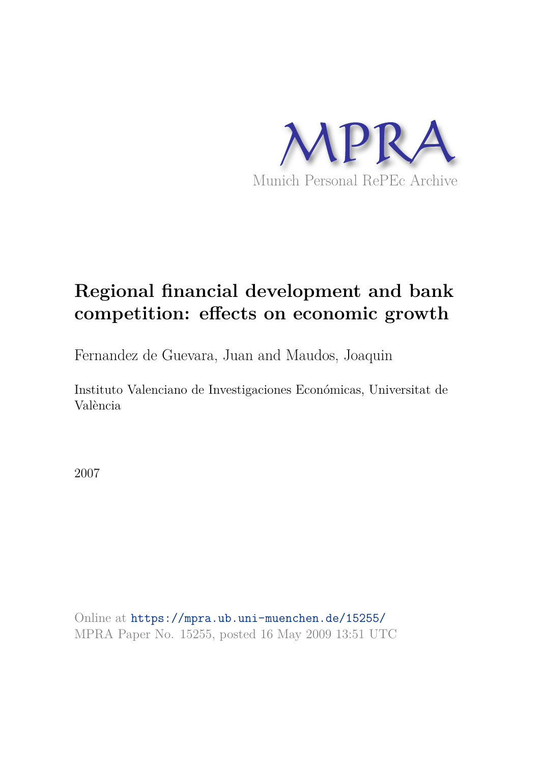MPRA

Munich Personal RePEc Archive

# Regional financial development and bank competition: effects on economic growth

Fernandez de Guevara, Juan and Maudos, Joaquin

Instituto Valenciano de Investigaciones Económicas, Universitat de València

2007

Online at https://mpra.ub.uni-muenchen.de/15255/
MPRA Paper No. 15255, posted 16 May 2009 13:51 UTC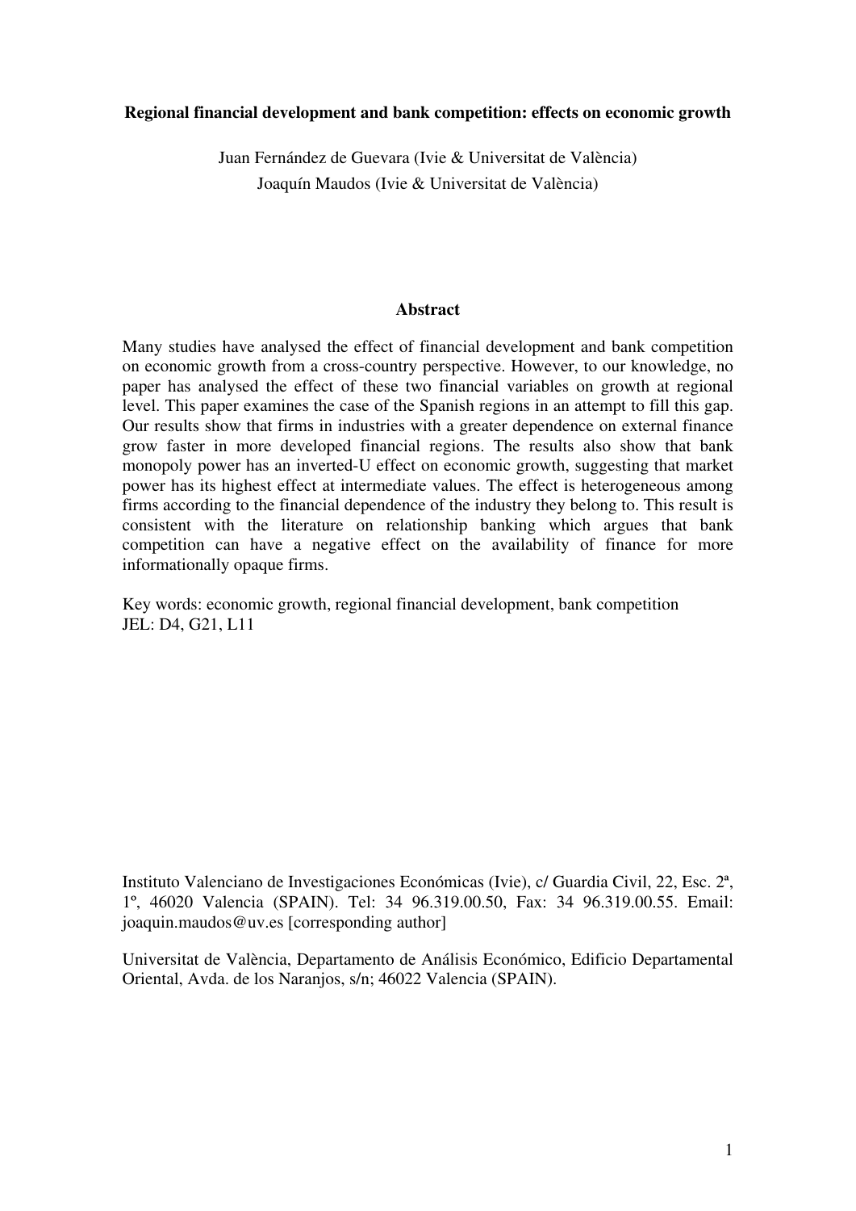**Regional financial development and bank competition: effects on economic growth**

Juan Fernández de Guevara (Ivie & Universitat de València)
Joaquín Maudos (Ivie & Universitat de València)

## Abstract

Many studies have analysed the effect of financial development and bank competition on economic growth from a cross-country perspective. However, to our knowledge, no paper has analysed the effect of these two financial variables on growth at regional level. This paper examines the case of the Spanish regions in an attempt to fill this gap. Our results show that firms in industries with a greater dependence on external finance grow faster in more developed financial regions. The results also show that bank monopoly power has an inverted-U effect on economic growth, suggesting that market power has its highest effect at intermediate values. The effect is heterogeneous among firms according to the financial dependence of the industry they belong to. This result is consistent with the literature on relationship banking which argues that bank competition can have a negative effect on the availability of finance for more informationally opaque firms.

Key words: economic growth, regional financial development, bank competition
JEL: D4, G21, L11

Instituto Valenciano de Investigaciones Económicas (Ivie), c/ Guardia Civil, 22, Esc. 2ª, 1º, 46020 Valencia (SPAIN). Tel: 34 96.319.00.50, Fax: 34 96.319.00.55. Email: joaquin.maudos@uv.es [corresponding author]

Universitat de València, Departamento de Análisis Económico, Edificio Departamental Oriental, Avda. de los Naranjos, s/n; 46022 Valencia (SPAIN).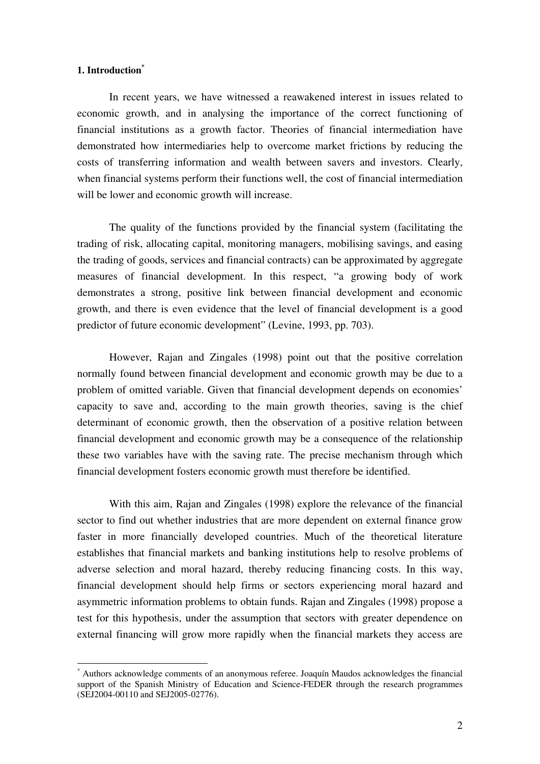## 1. Introduction[*]

In recent years, we have witnessed a reawakened interest in issues related to economic growth, and in analysing the importance of the correct functioning of financial institutions as a growth factor. Theories of financial intermediation have demonstrated how intermediaries help to overcome market frictions by reducing the costs of transferring information and wealth between savers and investors. Clearly, when financial systems perform their functions well, the cost of financial intermediation will be lower and economic growth will increase.

The quality of the functions provided by the financial system (facilitating the trading of risk, allocating capital, monitoring managers, mobilising savings, and easing the trading of goods, services and financial contracts) can be approximated by aggregate measures of financial development. In this respect, "a growing body of work demonstrates a strong, positive link between financial development and economic growth, and there is even evidence that the level of financial development is a good predictor of future economic development" (Levine, 1993, pp. 703).

However, Rajan and Zingales (1998) point out that the positive correlation normally found between financial development and economic growth may be due to a problem of omitted variable. Given that financial development depends on economies' capacity to save and, according to the main growth theories, saving is the chief determinant of economic growth, then the observation of a positive relation between financial development and economic growth may be a consequence of the relationship these two variables have with the saving rate. The precise mechanism through which financial development fosters economic growth must therefore be identified.

With this aim, Rajan and Zingales (1998) explore the relevance of the financial sector to find out whether industries that are more dependent on external finance grow faster in more financially developed countries. Much of the theoretical literature establishes that financial markets and banking institutions help to resolve problems of adverse selection and moral hazard, thereby reducing financing costs. In this way, financial development should help firms or sectors experiencing moral hazard and asymmetric information problems to obtain funds. Rajan and Zingales (1998) propose a test for this hypothesis, under the assumption that sectors with greater dependence on external financing will grow more rapidly when the financial markets they access are

[*] Authors acknowledge comments of an anonymous referee. Joaquín Maudos acknowledges the financial support of the Spanish Ministry of Education and Science-FEDER through the research programmes (SEJ2004-00110 and SEJ2005-02776).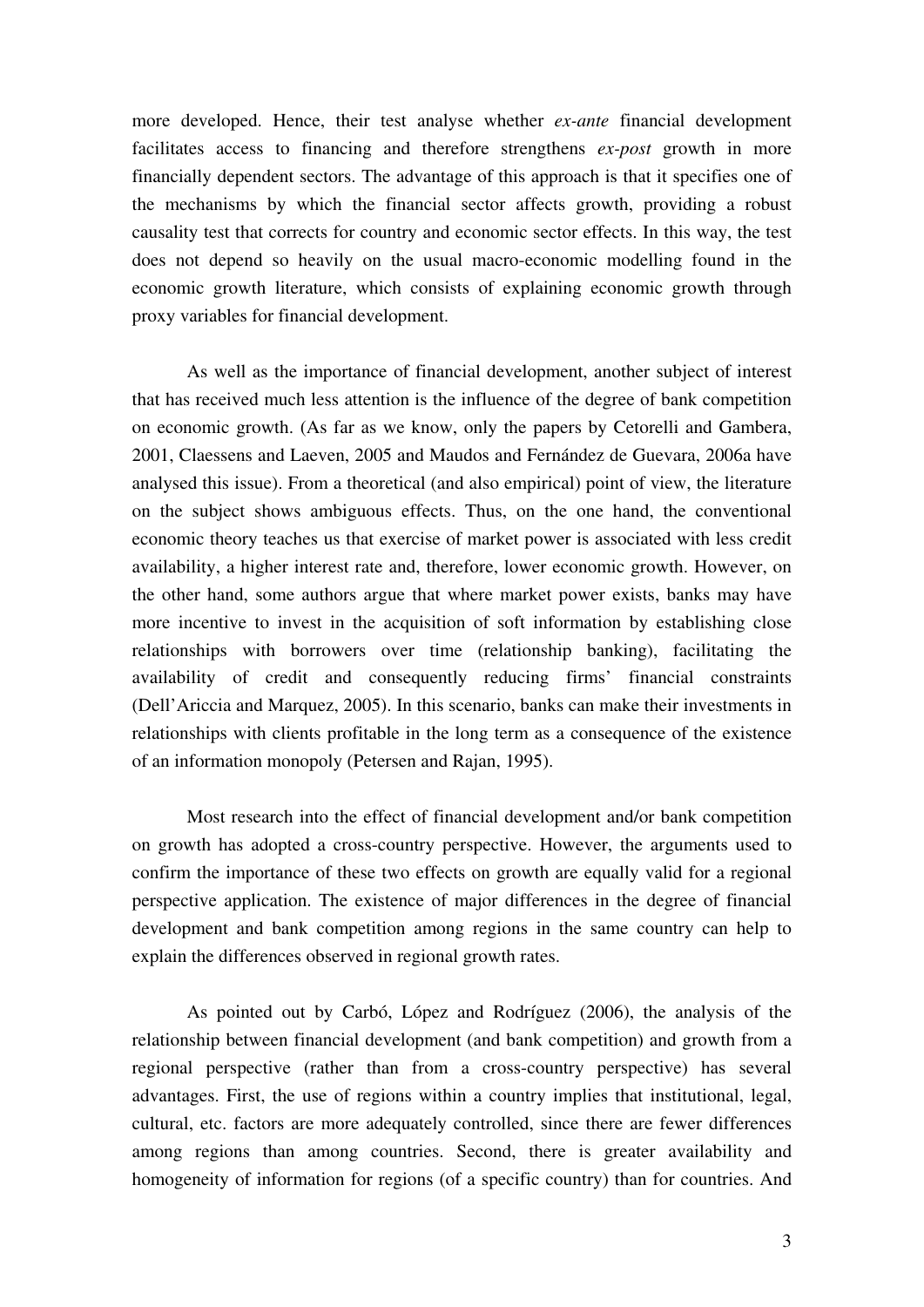more developed. Hence, their test analyse whether *ex-ante* financial development facilitates access to financing and therefore strengthens *ex-post* growth in more financially dependent sectors. The advantage of this approach is that it specifies one of the mechanisms by which the financial sector affects growth, providing a robust causality test that corrects for country and economic sector effects. In this way, the test does not depend so heavily on the usual macro-economic modelling found in the economic growth literature, which consists of explaining economic growth through proxy variables for financial development.

As well as the importance of financial development, another subject of interest that has received much less attention is the influence of the degree of bank competition on economic growth. (As far as we know, only the papers by Cetorelli and Gambera, 2001, Claessens and Laeven, 2005 and Maudos and Fernández de Guevara, 2006a have analysed this issue). From a theoretical (and also empirical) point of view, the literature on the subject shows ambiguous effects. Thus, on the one hand, the conventional economic theory teaches us that exercise of market power is associated with less credit availability, a higher interest rate and, therefore, lower economic growth. However, on the other hand, some authors argue that where market power exists, banks may have more incentive to invest in the acquisition of soft information by establishing close relationships with borrowers over time (relationship banking), facilitating the availability of credit and consequently reducing firms' financial constraints (Dell'Ariccia and Marquez, 2005). In this scenario, banks can make their investments in relationships with clients profitable in the long term as a consequence of the existence of an information monopoly (Petersen and Rajan, 1995).

Most research into the effect of financial development and/or bank competition on growth has adopted a cross-country perspective. However, the arguments used to confirm the importance of these two effects on growth are equally valid for a regional perspective application. The existence of major differences in the degree of financial development and bank competition among regions in the same country can help to explain the differences observed in regional growth rates.

As pointed out by Carbó, López and Rodríguez (2006), the analysis of the relationship between financial development (and bank competition) and growth from a regional perspective (rather than from a cross-country perspective) has several advantages. First, the use of regions within a country implies that institutional, legal, cultural, etc. factors are more adequately controlled, since there are fewer differences among regions than among countries. Second, there is greater availability and homogeneity of information for regions (of a specific country) than for countries. And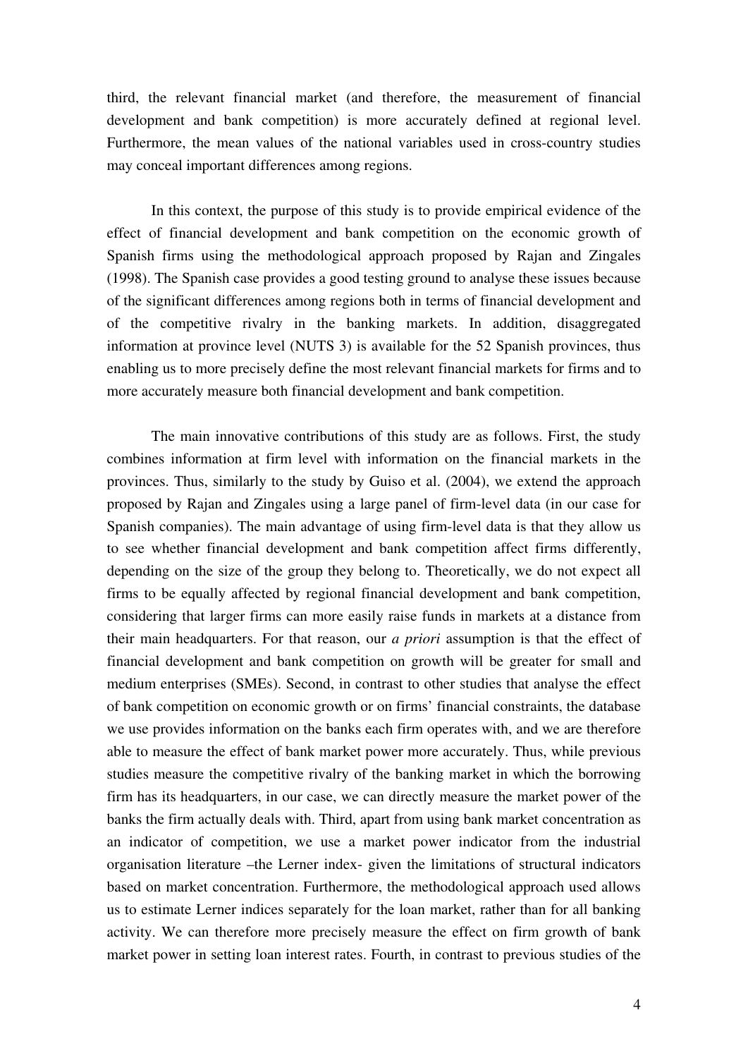third, the relevant financial market (and therefore, the measurement of financial development and bank competition) is more accurately defined at regional level. Furthermore, the mean values of the national variables used in cross-country studies may conceal important differences among regions.

In this context, the purpose of this study is to provide empirical evidence of the effect of financial development and bank competition on the economic growth of Spanish firms using the methodological approach proposed by Rajan and Zingales (1998). The Spanish case provides a good testing ground to analyse these issues because of the significant differences among regions both in terms of financial development and of the competitive rivalry in the banking markets. In addition, disaggregated information at province level (NUTS 3) is available for the 52 Spanish provinces, thus enabling us to more precisely define the most relevant financial markets for firms and to more accurately measure both financial development and bank competition.

The main innovative contributions of this study are as follows. First, the study combines information at firm level with information on the financial markets in the provinces. Thus, similarly to the study by Guiso et al. (2004), we extend the approach proposed by Rajan and Zingales using a large panel of firm-level data (in our case for Spanish companies). The main advantage of using firm-level data is that they allow us to see whether financial development and bank competition affect firms differently, depending on the size of the group they belong to. Theoretically, we do not expect all firms to be equally affected by regional financial development and bank competition, considering that larger firms can more easily raise funds in markets at a distance from their main headquarters. For that reason, our *a priori* assumption is that the effect of financial development and bank competition on growth will be greater for small and medium enterprises (SMEs). Second, in contrast to other studies that analyse the effect of bank competition on economic growth or on firms' financial constraints, the database we use provides information on the banks each firm operates with, and we are therefore able to measure the effect of bank market power more accurately. Thus, while previous studies measure the competitive rivalry of the banking market in which the borrowing firm has its headquarters, in our case, we can directly measure the market power of the banks the firm actually deals with. Third, apart from using bank market concentration as an indicator of competition, we use a market power indicator from the industrial organisation literature –the Lerner index- given the limitations of structural indicators based on market concentration. Furthermore, the methodological approach used allows us to estimate Lerner indices separately for the loan market, rather than for all banking activity. We can therefore more precisely measure the effect on firm growth of bank market power in setting loan interest rates. Fourth, in contrast to previous studies of the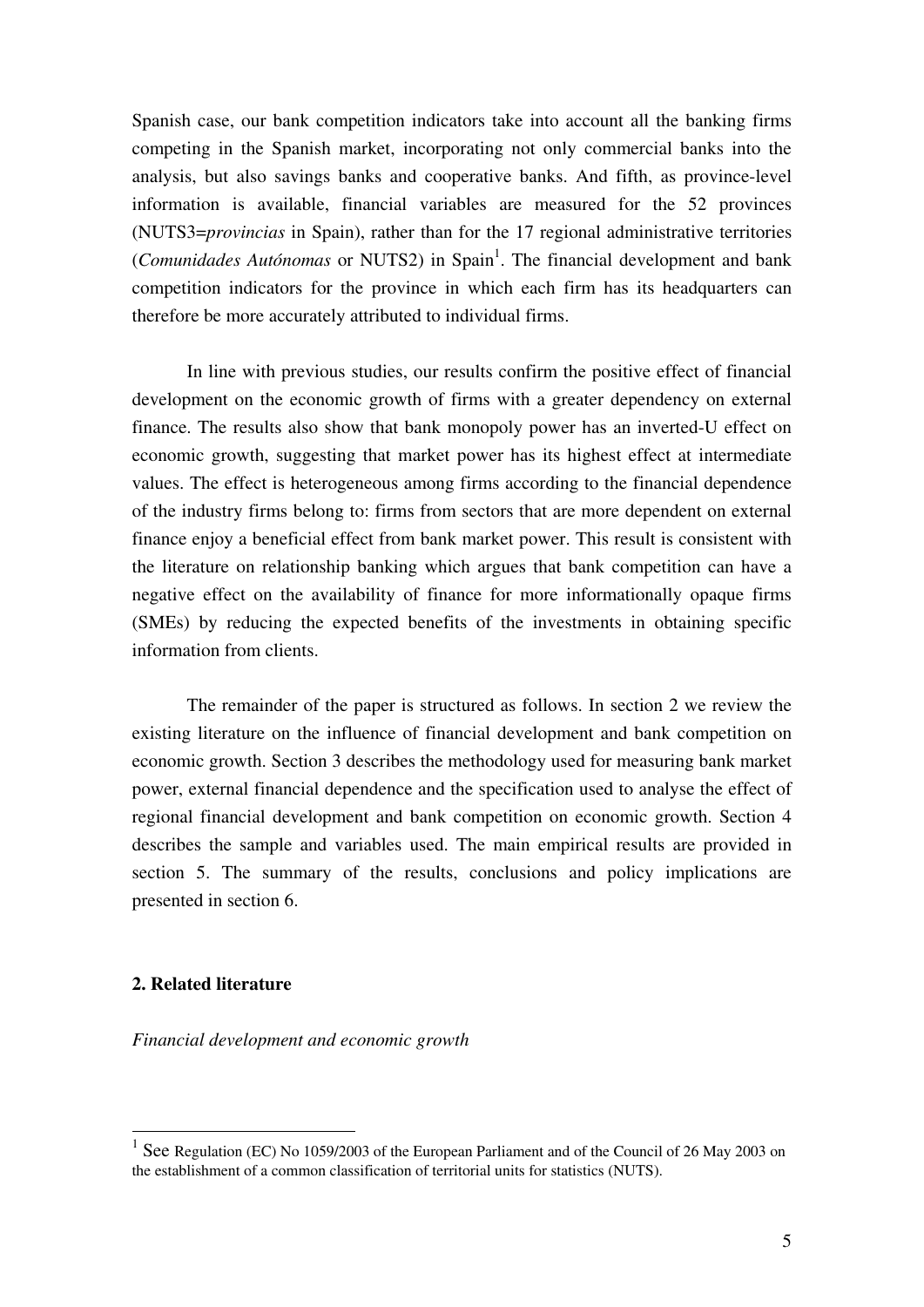Spanish case, our bank competition indicators take into account all the banking firms competing in the Spanish market, incorporating not only commercial banks into the analysis, but also savings banks and cooperative banks. And fifth, as province-level information is available, financial variables are measured for the 52 provinces (NUTS3=*provincias* in Spain), rather than for the 17 regional administrative territories (*Comunidades Autónomas* or NUTS2) in Spain[1]. The financial development and bank competition indicators for the province in which each firm has its headquarters can therefore be more accurately attributed to individual firms.

In line with previous studies, our results confirm the positive effect of financial development on the economic growth of firms with a greater dependency on external finance. The results also show that bank monopoly power has an inverted-U effect on economic growth, suggesting that market power has its highest effect at intermediate values. The effect is heterogeneous among firms according to the financial dependence of the industry firms belong to: firms from sectors that are more dependent on external finance enjoy a beneficial effect from bank market power. This result is consistent with the literature on relationship banking which argues that bank competition can have a negative effect on the availability of finance for more informationally opaque firms (SMEs) by reducing the expected benefits of the investments in obtaining specific information from clients.

The remainder of the paper is structured as follows. In section 2 we review the existing literature on the influence of financial development and bank competition on economic growth. Section 3 describes the methodology used for measuring bank market power, external financial dependence and the specification used to analyse the effect of regional financial development and bank competition on economic growth. Section 4 describes the sample and variables used. The main empirical results are provided in section 5. The summary of the results, conclusions and policy implications are presented in section 6.

## 2. Related literature

*Financial development and economic growth*

---

[1] See Regulation (EC) No 1059/2003 of the European Parliament and of the Council of 26 May 2003 on the establishment of a common classification of territorial units for statistics (NUTS).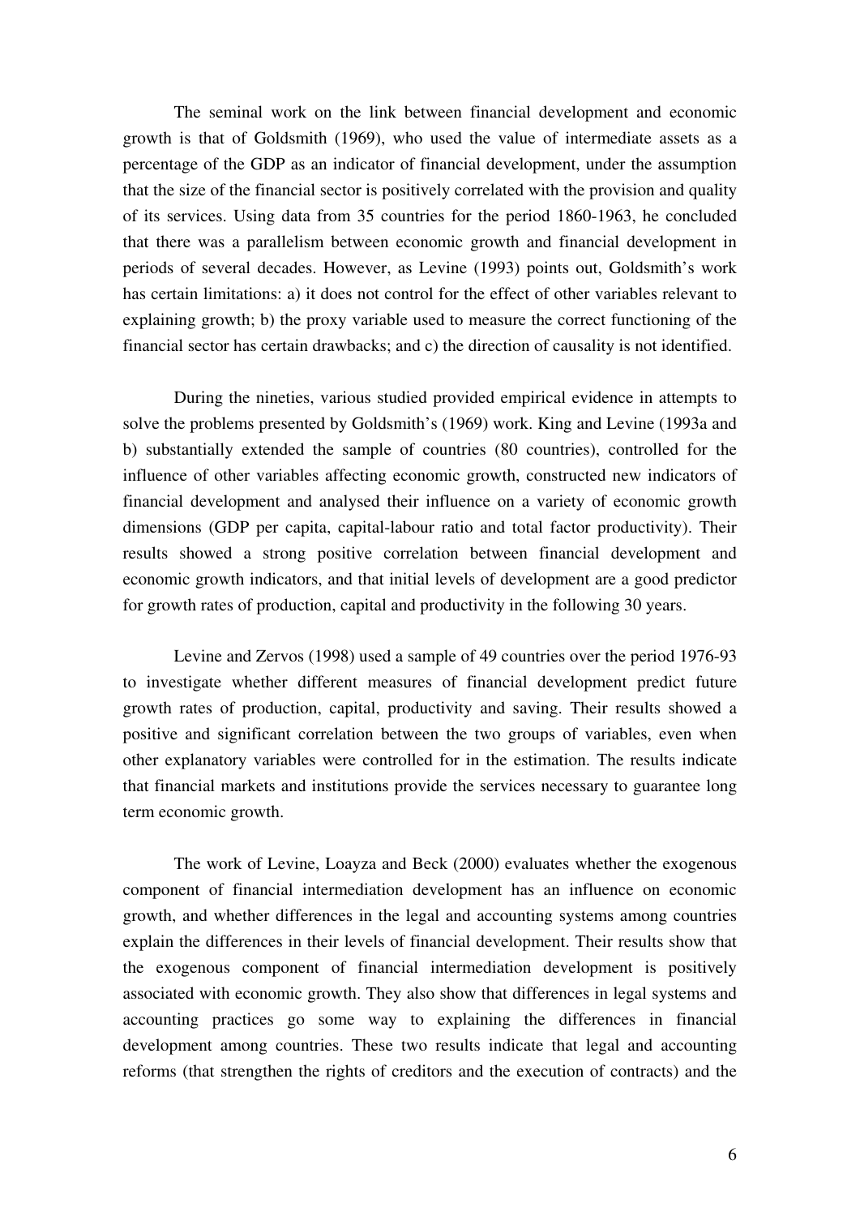The seminal work on the link between financial development and economic growth is that of Goldsmith (1969), who used the value of intermediate assets as a percentage of the GDP as an indicator of financial development, under the assumption that the size of the financial sector is positively correlated with the provision and quality of its services. Using data from 35 countries for the period 1860-1963, he concluded that there was a parallelism between economic growth and financial development in periods of several decades. However, as Levine (1993) points out, Goldsmith's work has certain limitations: a) it does not control for the effect of other variables relevant to explaining growth; b) the proxy variable used to measure the correct functioning of the financial sector has certain drawbacks; and c) the direction of causality is not identified.

During the nineties, various studied provided empirical evidence in attempts to solve the problems presented by Goldsmith's (1969) work. King and Levine (1993a and b) substantially extended the sample of countries (80 countries), controlled for the influence of other variables affecting economic growth, constructed new indicators of financial development and analysed their influence on a variety of economic growth dimensions (GDP per capita, capital-labour ratio and total factor productivity). Their results showed a strong positive correlation between financial development and economic growth indicators, and that initial levels of development are a good predictor for growth rates of production, capital and productivity in the following 30 years.

Levine and Zervos (1998) used a sample of 49 countries over the period 1976-93 to investigate whether different measures of financial development predict future growth rates of production, capital, productivity and saving. Their results showed a positive and significant correlation between the two groups of variables, even when other explanatory variables were controlled for in the estimation. The results indicate that financial markets and institutions provide the services necessary to guarantee long term economic growth.

The work of Levine, Loayza and Beck (2000) evaluates whether the exogenous component of financial intermediation development has an influence on economic growth, and whether differences in the legal and accounting systems among countries explain the differences in their levels of financial development. Their results show that the exogenous component of financial intermediation development is positively associated with economic growth. They also show that differences in legal systems and accounting practices go some way to explaining the differences in financial development among countries. These two results indicate that legal and accounting reforms (that strengthen the rights of creditors and the execution of contracts) and the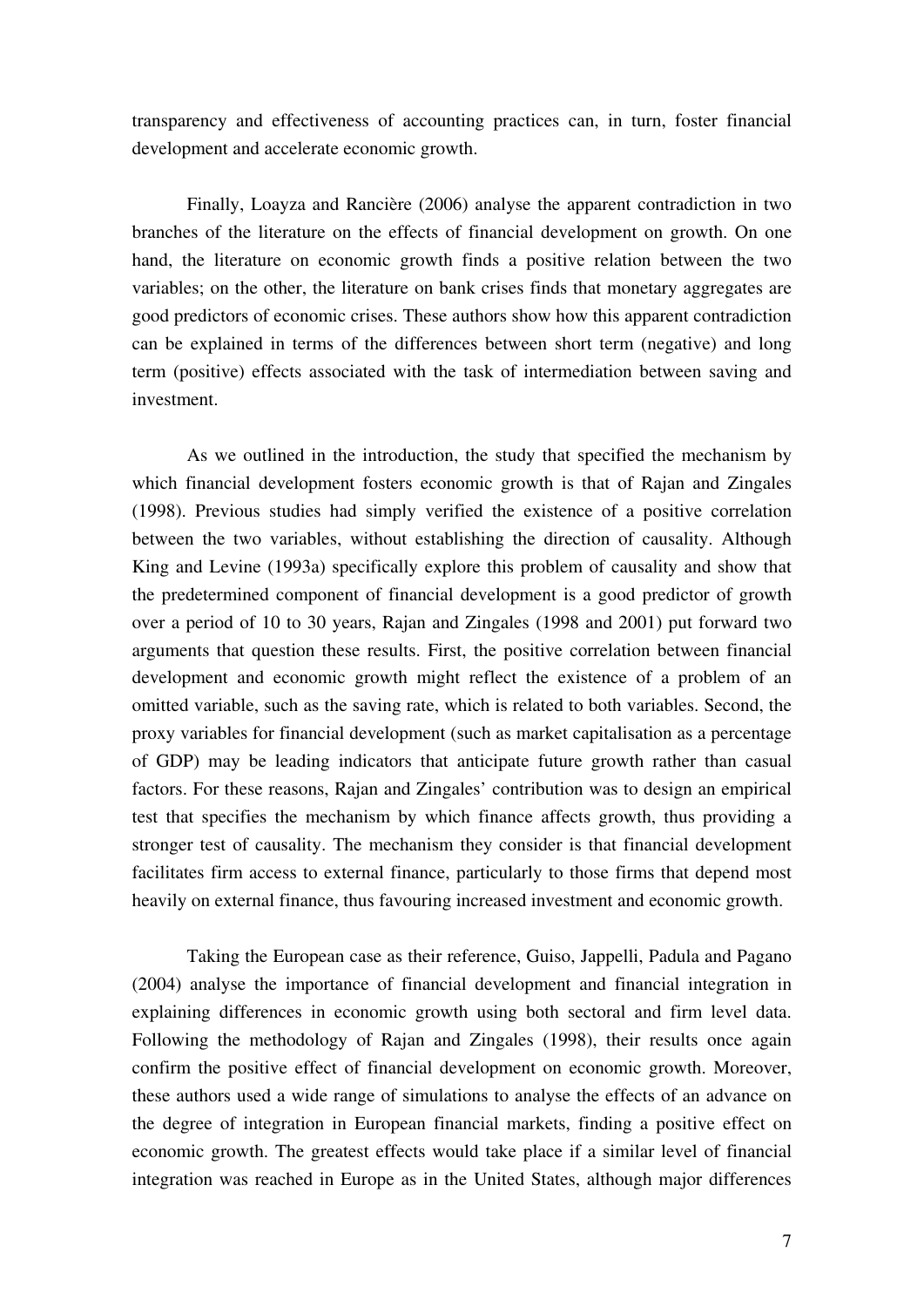transparency and effectiveness of accounting practices can, in turn, foster financial development and accelerate economic growth.

Finally, Loayza and Rancière (2006) analyse the apparent contradiction in two branches of the literature on the effects of financial development on growth. On one hand, the literature on economic growth finds a positive relation between the two variables; on the other, the literature on bank crises finds that monetary aggregates are good predictors of economic crises. These authors show how this apparent contradiction can be explained in terms of the differences between short term (negative) and long term (positive) effects associated with the task of intermediation between saving and investment.

As we outlined in the introduction, the study that specified the mechanism by which financial development fosters economic growth is that of Rajan and Zingales (1998). Previous studies had simply verified the existence of a positive correlation between the two variables, without establishing the direction of causality. Although King and Levine (1993a) specifically explore this problem of causality and show that the predetermined component of financial development is a good predictor of growth over a period of 10 to 30 years, Rajan and Zingales (1998 and 2001) put forward two arguments that question these results. First, the positive correlation between financial development and economic growth might reflect the existence of a problem of an omitted variable, such as the saving rate, which is related to both variables. Second, the proxy variables for financial development (such as market capitalisation as a percentage of GDP) may be leading indicators that anticipate future growth rather than casual factors. For these reasons, Rajan and Zingales' contribution was to design an empirical test that specifies the mechanism by which finance affects growth, thus providing a stronger test of causality. The mechanism they consider is that financial development facilitates firm access to external finance, particularly to those firms that depend most heavily on external finance, thus favouring increased investment and economic growth.

Taking the European case as their reference, Guiso, Jappelli, Padula and Pagano (2004) analyse the importance of financial development and financial integration in explaining differences in economic growth using both sectoral and firm level data. Following the methodology of Rajan and Zingales (1998), their results once again confirm the positive effect of financial development on economic growth. Moreover, these authors used a wide range of simulations to analyse the effects of an advance on the degree of integration in European financial markets, finding a positive effect on economic growth. The greatest effects would take place if a similar level of financial integration was reached in Europe as in the United States, although major differences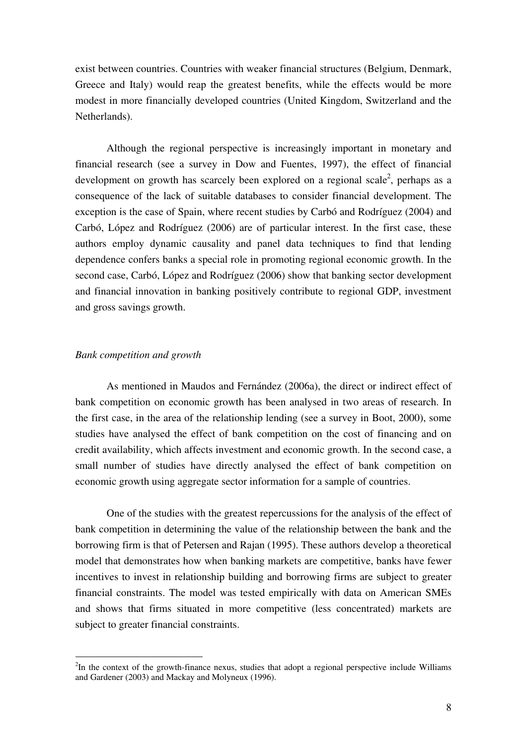exist between countries. Countries with weaker financial structures (Belgium, Denmark, Greece and Italy) would reap the greatest benefits, while the effects would be more modest in more financially developed countries (United Kingdom, Switzerland and the Netherlands).

Although the regional perspective is increasingly important in monetary and financial research (see a survey in Dow and Fuentes, 1997), the effect of financial development on growth has scarcely been explored on a regional scale[2], perhaps as a consequence of the lack of suitable databases to consider financial development. The exception is the case of Spain, where recent studies by Carbó and Rodríguez (2004) and Carbó, López and Rodríguez (2006) are of particular interest. In the first case, these authors employ dynamic causality and panel data techniques to find that lending dependence confers banks a special role in promoting regional economic growth. In the second case, Carbó, López and Rodríguez (2006) show that banking sector development and financial innovation in banking positively contribute to regional GDP, investment and gross savings growth.

*Bank competition and growth*

As mentioned in Maudos and Fernández (2006a), the direct or indirect effect of bank competition on economic growth has been analysed in two areas of research. In the first case, in the area of the relationship lending (see a survey in Boot, 2000), some studies have analysed the effect of bank competition on the cost of financing and on credit availability, which affects investment and economic growth. In the second case, a small number of studies have directly analysed the effect of bank competition on economic growth using aggregate sector information for a sample of countries.

One of the studies with the greatest repercussions for the analysis of the effect of bank competition in determining the value of the relationship between the bank and the borrowing firm is that of Petersen and Rajan (1995). These authors develop a theoretical model that demonstrates how when banking markets are competitive, banks have fewer incentives to invest in relationship building and borrowing firms are subject to greater financial constraints. The model was tested empirically with data on American SMEs and shows that firms situated in more competitive (less concentrated) markets are subject to greater financial constraints.

---

[2]In the context of the growth-finance nexus, studies that adopt a regional perspective include Williams and Gardener (2003) and Mackay and Molyneux (1996).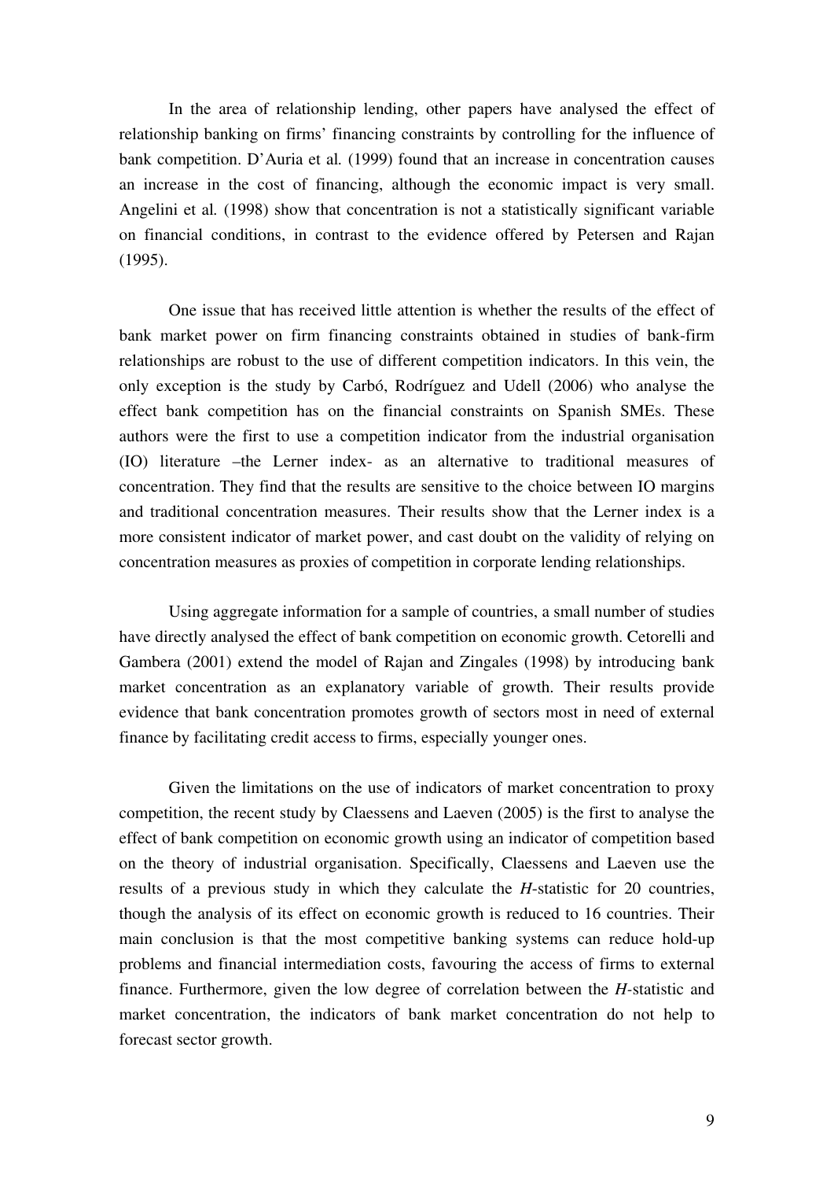In the area of relationship lending, other papers have analysed the effect of relationship banking on firms' financing constraints by controlling for the influence of bank competition. D'Auria et al*.* (1999) found that an increase in concentration causes an increase in the cost of financing, although the economic impact is very small. Angelini et al*.* (1998) show that concentration is not a statistically significant variable on financial conditions, in contrast to the evidence offered by Petersen and Rajan (1995).

One issue that has received little attention is whether the results of the effect of bank market power on firm financing constraints obtained in studies of bank-firm relationships are robust to the use of different competition indicators. In this vein, the only exception is the study by Carbó, Rodríguez and Udell (2006) who analyse the effect bank competition has on the financial constraints on Spanish SMEs. These authors were the first to use a competition indicator from the industrial organisation (IO) literature –the Lerner index- as an alternative to traditional measures of concentration. They find that the results are sensitive to the choice between IO margins and traditional concentration measures. Their results show that the Lerner index is a more consistent indicator of market power, and cast doubt on the validity of relying on concentration measures as proxies of competition in corporate lending relationships.

Using aggregate information for a sample of countries, a small number of studies have directly analysed the effect of bank competition on economic growth. Cetorelli and Gambera (2001) extend the model of Rajan and Zingales (1998) by introducing bank market concentration as an explanatory variable of growth. Their results provide evidence that bank concentration promotes growth of sectors most in need of external finance by facilitating credit access to firms, especially younger ones.

Given the limitations on the use of indicators of market concentration to proxy competition, the recent study by Claessens and Laeven (2005) is the first to analyse the effect of bank competition on economic growth using an indicator of competition based on the theory of industrial organisation. Specifically, Claessens and Laeven use the results of a previous study in which they calculate the *H*-statistic for 20 countries, though the analysis of its effect on economic growth is reduced to 16 countries. Their main conclusion is that the most competitive banking systems can reduce hold-up problems and financial intermediation costs, favouring the access of firms to external finance. Furthermore, given the low degree of correlation between the *H*-statistic and market concentration, the indicators of bank market concentration do not help to forecast sector growth.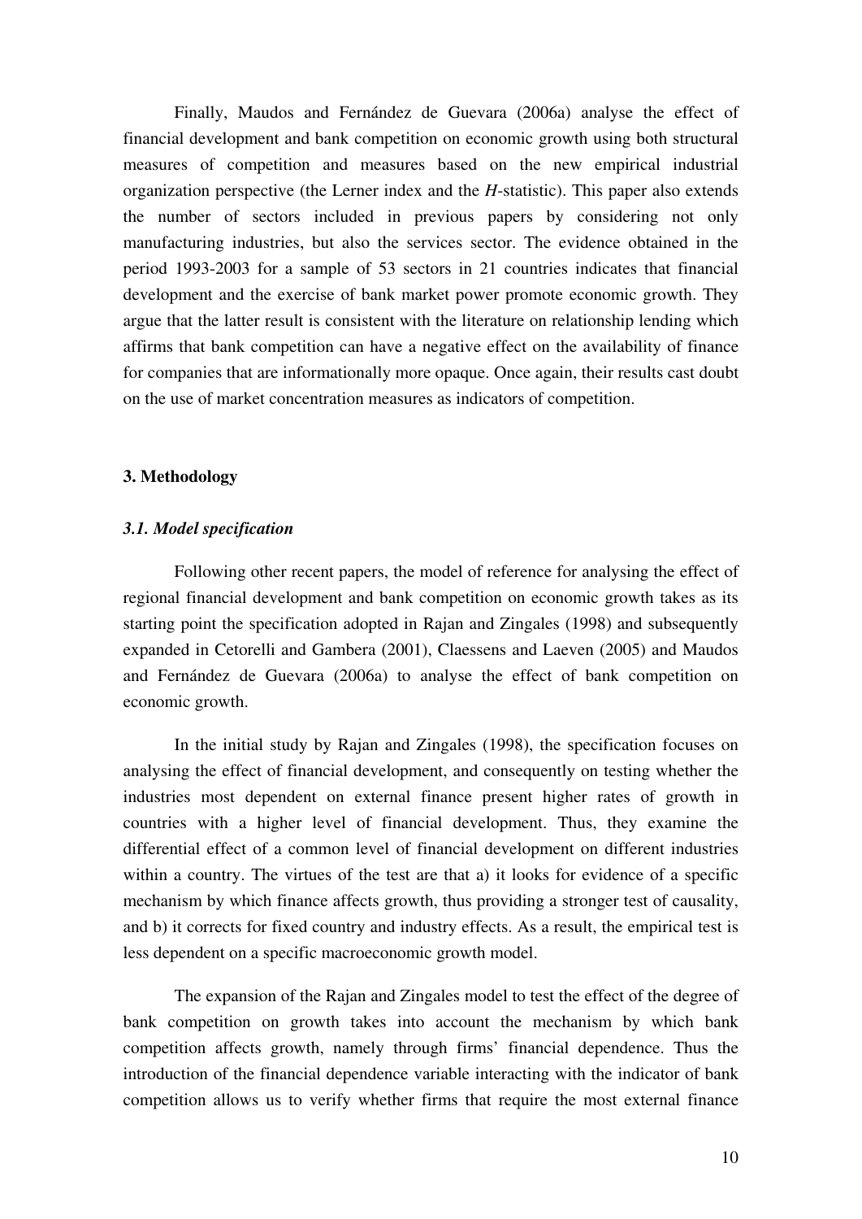Finally, Maudos and Fernández de Guevara (2006a) analyse the effect of financial development and bank competition on economic growth using both structural measures of competition and measures based on the new empirical industrial organization perspective (the Lerner index and the *H*-statistic). This paper also extends the number of sectors included in previous papers by considering not only manufacturing industries, but also the services sector. The evidence obtained in the period 1993-2003 for a sample of 53 sectors in 21 countries indicates that financial development and the exercise of bank market power promote economic growth. They argue that the latter result is consistent with the literature on relationship lending which affirms that bank competition can have a negative effect on the availability of finance for companies that are informationally more opaque. Once again, their results cast doubt on the use of market concentration measures as indicators of competition.

## 3. Methodology

### *3.1. Model specification*

Following other recent papers, the model of reference for analysing the effect of regional financial development and bank competition on economic growth takes as its starting point the specification adopted in Rajan and Zingales (1998) and subsequently expanded in Cetorelli and Gambera (2001), Claessens and Laeven (2005) and Maudos and Fernández de Guevara (2006a) to analyse the effect of bank competition on economic growth.

In the initial study by Rajan and Zingales (1998), the specification focuses on analysing the effect of financial development, and consequently on testing whether the industries most dependent on external finance present higher rates of growth in countries with a higher level of financial development. Thus, they examine the differential effect of a common level of financial development on different industries within a country. The virtues of the test are that a) it looks for evidence of a specific mechanism by which finance affects growth, thus providing a stronger test of causality, and b) it corrects for fixed country and industry effects. As a result, the empirical test is less dependent on a specific macroeconomic growth model.

The expansion of the Rajan and Zingales model to test the effect of the degree of bank competition on growth takes into account the mechanism by which bank competition affects growth, namely through firms' financial dependence. Thus the introduction of the financial dependence variable interacting with the indicator of bank competition allows us to verify whether firms that require the most external finance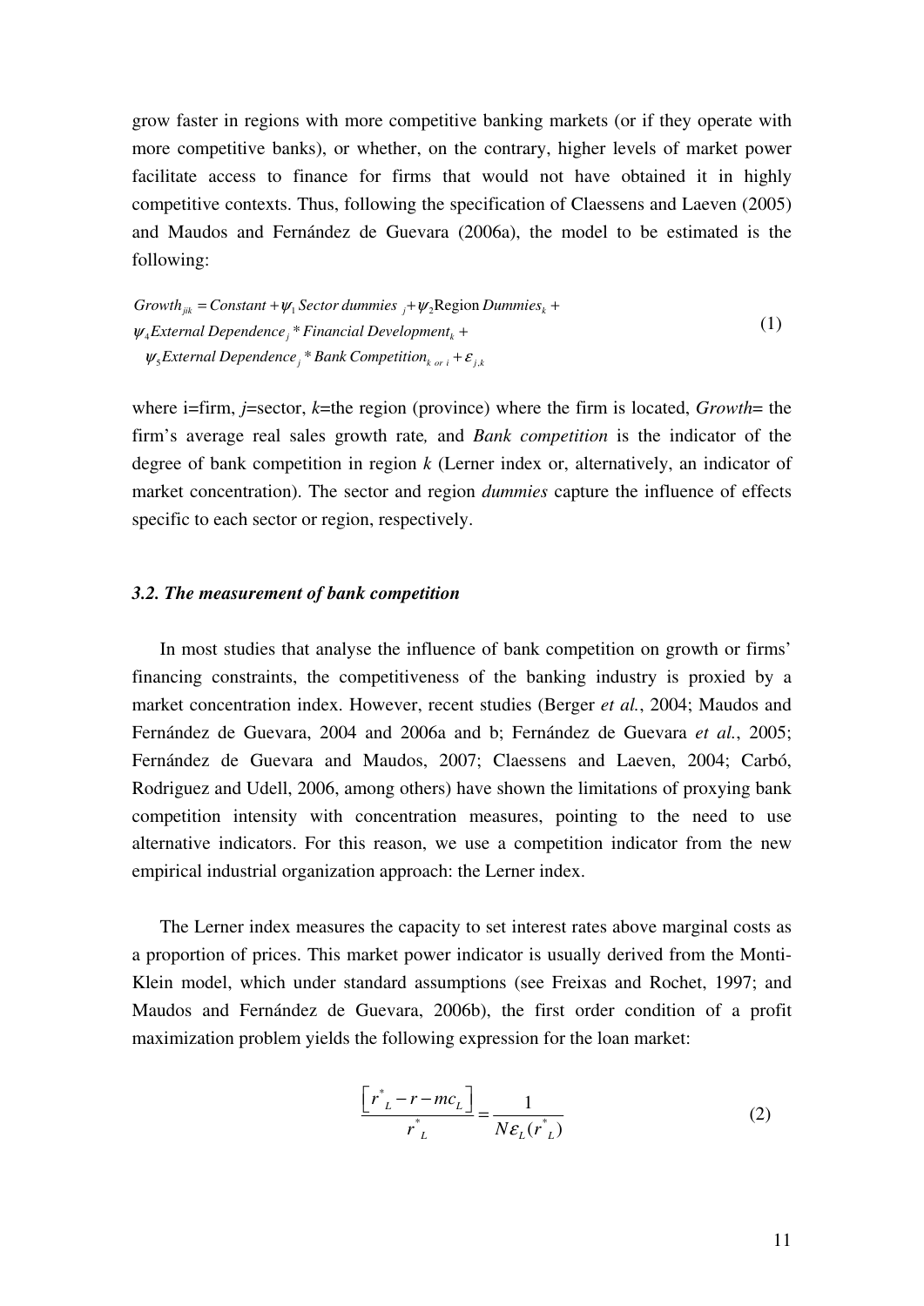grow faster in regions with more competitive banking markets (or if they operate with more competitive banks), or whether, on the contrary, higher levels of market power facilitate access to finance for firms that would not have obtained it in highly competitive contexts. Thus, following the specification of Claessens and Laeven (2005) and Maudos and Fernández de Guevara (2006a), the model to be estimated is the following:

$$
\begin{aligned}
Growth_{jik} &= Constant + \psi_1 \, Sector\ dummies_{\ j} + \psi_2 \text{Region}\ Dummies_k + \\
&\psi_4 External\ Dependence_j * Financial\ Development_k + \\
&\psi_5 External\ Dependence_j * Bank\ Competition_{k\ or\ i} + \varepsilon_{j,k}
\end{aligned} \tag{1}
$$

where i=firm, *j*=sector, *k*=the region (province) where the firm is located, *Growth*= the firm's average real sales growth rate*,* and *Bank competition* is the indicator of the degree of bank competition in region *k* (Lerner index or, alternatively, an indicator of market concentration). The sector and region *dummies* capture the influence of effects specific to each sector or region, respectively.

### *3.2. The measurement of bank competition*

In most studies that analyse the influence of bank competition on growth or firms' financing constraints, the competitiveness of the banking industry is proxied by a market concentration index. However, recent studies (Berger *et al.*, 2004; Maudos and Fernández de Guevara, 2004 and 2006a and b; Fernández de Guevara *et al.*, 2005; Fernández de Guevara and Maudos, 2007; Claessens and Laeven, 2004; Carbó, Rodriguez and Udell, 2006, among others) have shown the limitations of proxying bank competition intensity with concentration measures, pointing to the need to use alternative indicators. For this reason, we use a competition indicator from the new empirical industrial organization approach: the Lerner index.

The Lerner index measures the capacity to set interest rates above marginal costs as a proportion of prices. This market power indicator is usually derived from the Monti-Klein model, which under standard assumptions (see Freixas and Rochet, 1997; and Maudos and Fernández de Guevara, 2006b), the first order condition of a profit maximization problem yields the following expression for the loan market:

$$
\frac{\left[ r^*_L - r - mc_L \right]}{r^*_L} = \frac{1}{N \varepsilon_L (r^*_L)} \tag{2}
$$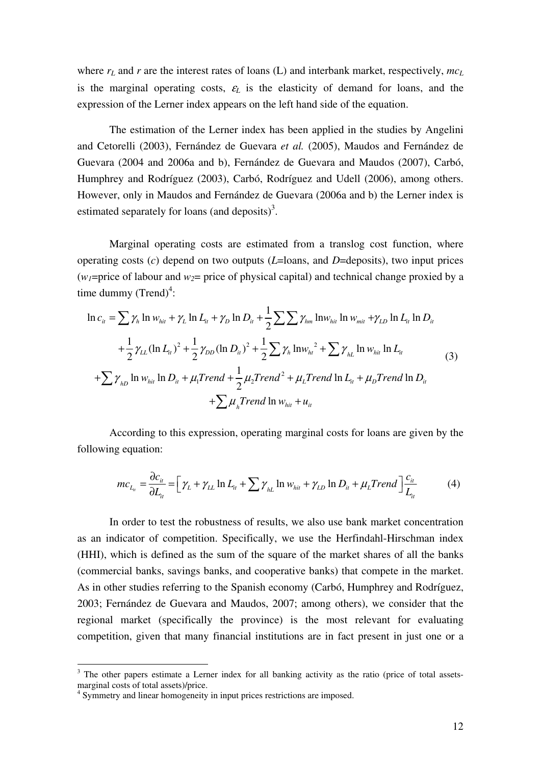where $r_L$ and $r$ are the interest rates of loans (L) and interbank market, respectively, $mc_L$ is the marginal operating costs, $\varepsilon_L$ is the elasticity of demand for loans, and the expression of the Lerner index appears on the left hand side of the equation.

The estimation of the Lerner index has been applied in the studies by Angelini and Cetorelli (2003), Fernández de Guevara *et al.* (2005), Maudos and Fernández de Guevara (2004 and 2006a and b), Fernández de Guevara and Maudos (2007), Carbó, Humphrey and Rodríguez (2003), Carbó, Rodríguez and Udell (2006), among others. However, only in Maudos and Fernández de Guevara (2006a and b) the Lerner index is estimated separately for loans (and deposits)[3].

Marginal operating costs are estimated from a translog cost function, where operating costs ($c$) depend on two outputs ($L$=loans, and $D$=deposits), two input prices ($w_1$=price of labour and $w_2$= price of physical capital) and technical change proxied by a time dummy (Trend)[4]:

$$
\begin{aligned}
\ln c_{it} = & \sum \gamma_h \ln w_{hit} + \gamma_L \ln L_{it} + \gamma_D \ln D_{it} + \frac{1}{2}\sum\sum \gamma_{hm} \ln w_{hit} \ln w_{mit} + \gamma_{LD} \ln L_{it} \ln D_{it} \\
& + \frac{1}{2}\gamma_{LL}(\ln L_{it})^2 + \frac{1}{2}\gamma_{DD}(\ln D_{it})^2 + \frac{1}{2}\sum \gamma_h \ln {w_{ht}}^2 + \sum \gamma_{hL} \ln w_{hit} \ln L_{it} \\
& + \sum \gamma_{hD} \ln w_{hit} \ln D_{it} + \mu_1 Trend + \frac{1}{2}\mu_2 Trend^2 + \mu_L Trend \ln L_{it} + \mu_D Trend \ln D_{it} \\
& + \sum \mu_h Trend \ln w_{hit} + u_{it}
\end{aligned} \tag{3}
$$

According to this expression, operating marginal costs for loans are given by the following equation:

$$
mc_{L_{it}} = \frac{\partial c_{it}}{\partial L_{it}} = \left[ \gamma_L + \gamma_{LL} \ln L_{it} + \sum \gamma_{hL} \ln w_{hit} + \gamma_{LD} \ln D_{it} + \mu_L Trend \right] \frac{c_{it}}{L_{it}} \tag{4}
$$

In order to test the robustness of results, we also use bank market concentration as an indicator of competition. Specifically, we use the Herfindahl-Hirschman index (HHI), which is defined as the sum of the square of the market shares of all the banks (commercial banks, savings banks, and cooperative banks) that compete in the market. As in other studies referring to the Spanish economy (Carbó, Humphrey and Rodríguez, 2003; Fernández de Guevara and Maudos, 2007; among others), we consider that the regional market (specifically the province) is the most relevant for evaluating competition, given that many financial institutions are in fact present in just one or a

[3] The other papers estimate a Lerner index for all banking activity as the ratio (price of total assets-marginal costs of total assets)/price.

[4] Symmetry and linear homogeneity in input prices restrictions are imposed.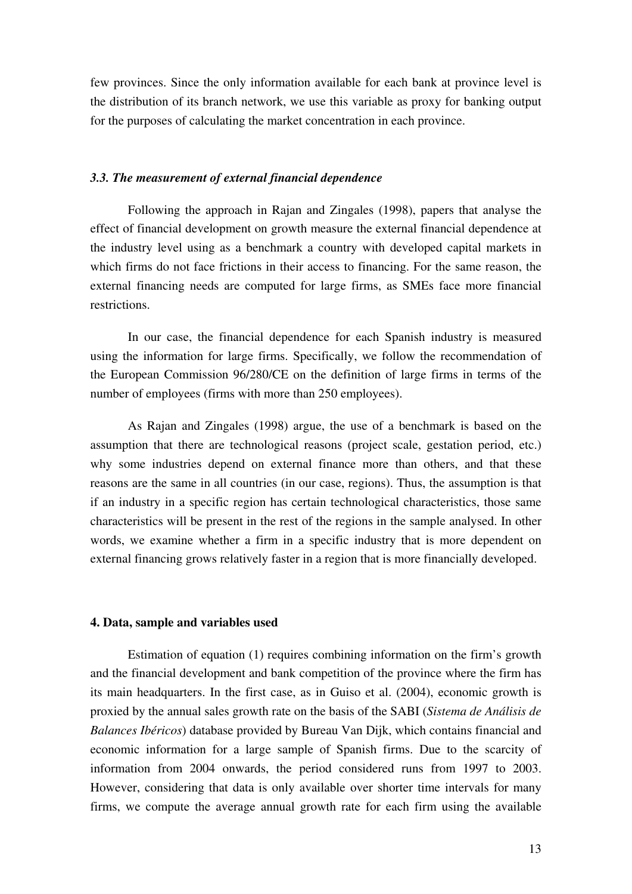few provinces. Since the only information available for each bank at province level is the distribution of its branch network, we use this variable as proxy for banking output for the purposes of calculating the market concentration in each province.

### *3.3. The measurement of external financial dependence*

Following the approach in Rajan and Zingales (1998), papers that analyse the effect of financial development on growth measure the external financial dependence at the industry level using as a benchmark a country with developed capital markets in which firms do not face frictions in their access to financing. For the same reason, the external financing needs are computed for large firms, as SMEs face more financial restrictions.

In our case, the financial dependence for each Spanish industry is measured using the information for large firms. Specifically, we follow the recommendation of the European Commission 96/280/CE on the definition of large firms in terms of the number of employees (firms with more than 250 employees).

As Rajan and Zingales (1998) argue, the use of a benchmark is based on the assumption that there are technological reasons (project scale, gestation period, etc.) why some industries depend on external finance more than others, and that these reasons are the same in all countries (in our case, regions). Thus, the assumption is that if an industry in a specific region has certain technological characteristics, those same characteristics will be present in the rest of the regions in the sample analysed. In other words, we examine whether a firm in a specific industry that is more dependent on external financing grows relatively faster in a region that is more financially developed.

## 4. Data, sample and variables used

Estimation of equation (1) requires combining information on the firm's growth and the financial development and bank competition of the province where the firm has its main headquarters. In the first case, as in Guiso et al. (2004), economic growth is proxied by the annual sales growth rate on the basis of the SABI (*Sistema de Análisis de Balances Ibéricos*) database provided by Bureau Van Dijk, which contains financial and economic information for a large sample of Spanish firms. Due to the scarcity of information from 2004 onwards, the period considered runs from 1997 to 2003. However, considering that data is only available over shorter time intervals for many firms, we compute the average annual growth rate for each firm using the available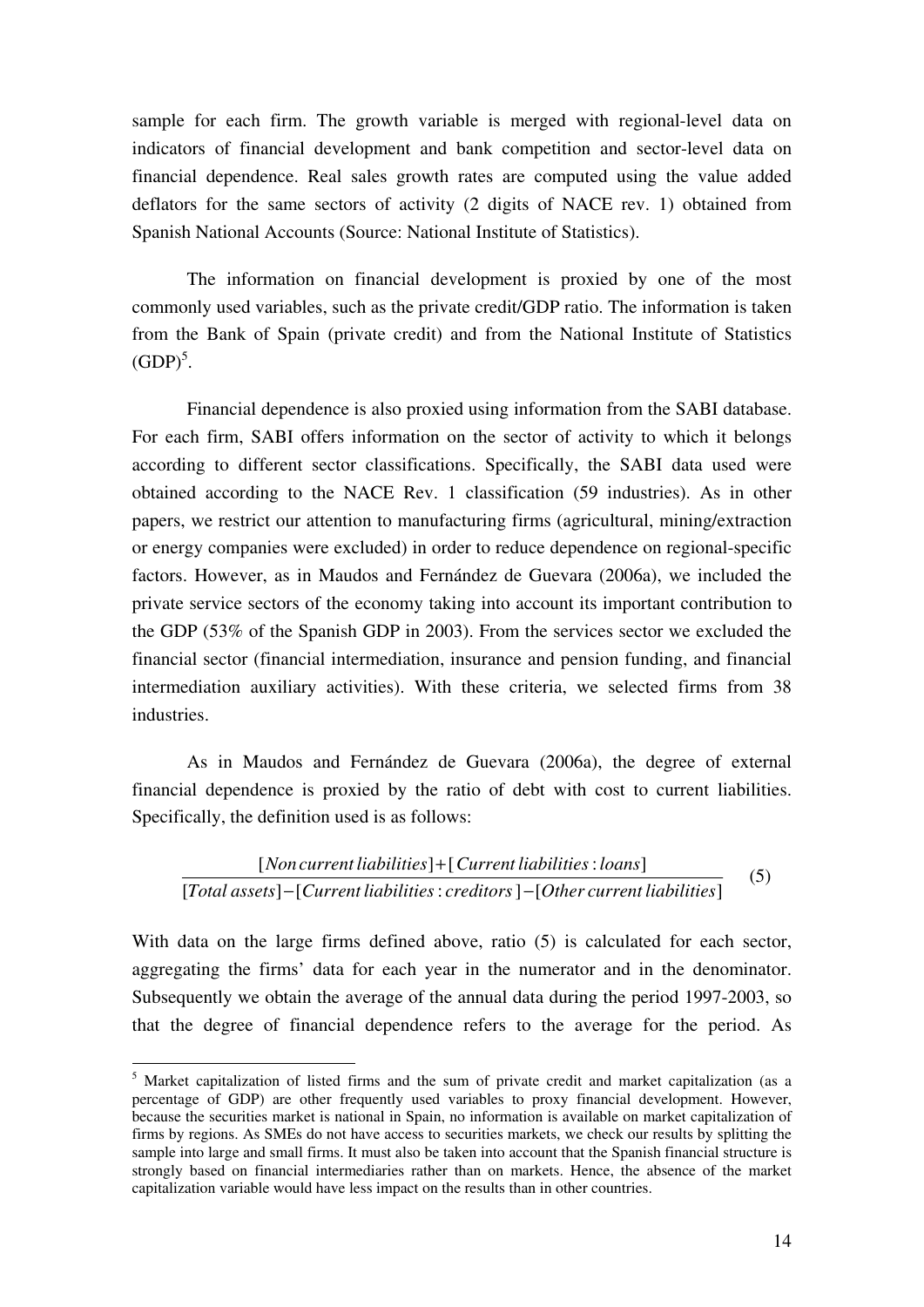sample for each firm. The growth variable is merged with regional-level data on indicators of financial development and bank competition and sector-level data on financial dependence. Real sales growth rates are computed using the value added deflators for the same sectors of activity (2 digits of NACE rev. 1) obtained from Spanish National Accounts (Source: National Institute of Statistics).

The information on financial development is proxied by one of the most commonly used variables, such as the private credit/GDP ratio. The information is taken from the Bank of Spain (private credit) and from the National Institute of Statistics (GDP)[5].

Financial dependence is also proxied using information from the SABI database. For each firm, SABI offers information on the sector of activity to which it belongs according to different sector classifications. Specifically, the SABI data used were obtained according to the NACE Rev. 1 classification (59 industries). As in other papers, we restrict our attention to manufacturing firms (agricultural, mining/extraction or energy companies were excluded) in order to reduce dependence on regional-specific factors. However, as in Maudos and Fernández de Guevara (2006a), we included the private service sectors of the economy taking into account its important contribution to the GDP (53% of the Spanish GDP in 2003). From the services sector we excluded the financial sector (financial intermediation, insurance and pension funding, and financial intermediation auxiliary activities). With these criteria, we selected firms from 38 industries.

As in Maudos and Fernández de Guevara (2006a), the degree of external financial dependence is proxied by the ratio of debt with cost to current liabilities. Specifically, the definition used is as follows:

$$\frac{[Non\,current\,liabilities]+[Current\,liabilities:loans]}{[Total\,assets]-[Current\,liabilities:creditors]-[Other\,current\,liabilities]} \quad (5)$$

With data on the large firms defined above, ratio (5) is calculated for each sector, aggregating the firms' data for each year in the numerator and in the denominator. Subsequently we obtain the average of the annual data during the period 1997-2003, so that the degree of financial dependence refers to the average for the period. As

[5] Market capitalization of listed firms and the sum of private credit and market capitalization (as a percentage of GDP) are other frequently used variables to proxy financial development. However, because the securities market is national in Spain, no information is available on market capitalization of firms by regions. As SMEs do not have access to securities markets, we check our results by splitting the sample into large and small firms. It must also be taken into account that the Spanish financial structure is strongly based on financial intermediaries rather than on markets. Hence, the absence of the market capitalization variable would have less impact on the results than in other countries.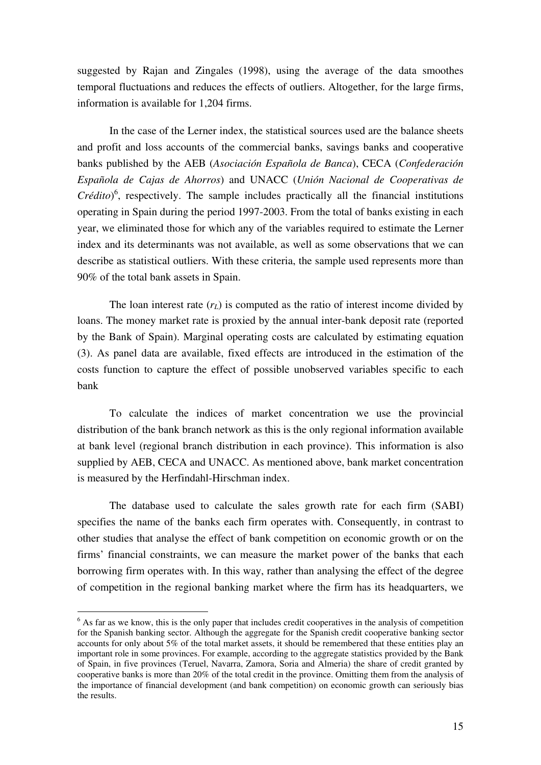suggested by Rajan and Zingales (1998), using the average of the data smoothes temporal fluctuations and reduces the effects of outliers. Altogether, for the large firms, information is available for 1,204 firms.

In the case of the Lerner index, the statistical sources used are the balance sheets and profit and loss accounts of the commercial banks, savings banks and cooperative banks published by the AEB (*Asociación Española de Banca*), CECA (*Confederación Española de Cajas de Ahorros*) and UNACC (*Unión Nacional de Cooperativas de Crédito*)[6], respectively. The sample includes practically all the financial institutions operating in Spain during the period 1997-2003. From the total of banks existing in each year, we eliminated those for which any of the variables required to estimate the Lerner index and its determinants was not available, as well as some observations that we can describe as statistical outliers. With these criteria, the sample used represents more than 90% of the total bank assets in Spain.

The loan interest rate ($r_L$) is computed as the ratio of interest income divided by loans. The money market rate is proxied by the annual inter-bank deposit rate (reported by the Bank of Spain). Marginal operating costs are calculated by estimating equation (3). As panel data are available, fixed effects are introduced in the estimation of the costs function to capture the effect of possible unobserved variables specific to each bank

To calculate the indices of market concentration we use the provincial distribution of the bank branch network as this is the only regional information available at bank level (regional branch distribution in each province). This information is also supplied by AEB, CECA and UNACC. As mentioned above, bank market concentration is measured by the Herfindahl-Hirschman index.

The database used to calculate the sales growth rate for each firm (SABI) specifies the name of the banks each firm operates with. Consequently, in contrast to other studies that analyse the effect of bank competition on economic growth or on the firms' financial constraints, we can measure the market power of the banks that each borrowing firm operates with. In this way, rather than analysing the effect of the degree of competition in the regional banking market where the firm has its headquarters, we

[6] As far as we know, this is the only paper that includes credit cooperatives in the analysis of competition for the Spanish banking sector. Although the aggregate for the Spanish credit cooperative banking sector accounts for only about 5% of the total market assets, it should be remembered that these entities play an important role in some provinces. For example, according to the aggregate statistics provided by the Bank of Spain, in five provinces (Teruel, Navarra, Zamora, Soria and Almeria) the share of credit granted by cooperative banks is more than 20% of the total credit in the province. Omitting them from the analysis of the importance of financial development (and bank competition) on economic growth can seriously bias the results.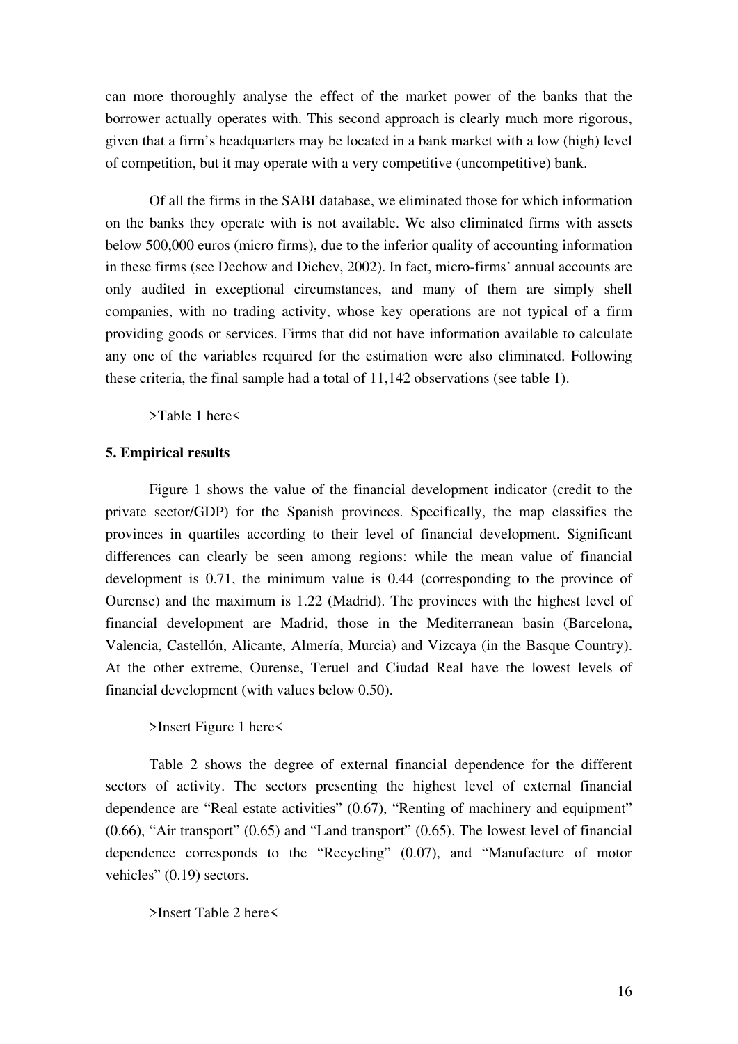can more thoroughly analyse the effect of the market power of the banks that the borrower actually operates with. This second approach is clearly much more rigorous, given that a firm's headquarters may be located in a bank market with a low (high) level of competition, but it may operate with a very competitive (uncompetitive) bank.

Of all the firms in the SABI database, we eliminated those for which information on the banks they operate with is not available. We also eliminated firms with assets below 500,000 euros (micro firms), due to the inferior quality of accounting information in these firms (see Dechow and Dichev, 2002). In fact, micro-firms' annual accounts are only audited in exceptional circumstances, and many of them are simply shell companies, with no trading activity, whose key operations are not typical of a firm providing goods or services. Firms that did not have information available to calculate any one of the variables required for the estimation were also eliminated. Following these criteria, the final sample had a total of 11,142 observations (see table 1).

>Table 1 here<

## 5. Empirical results

Figure 1 shows the value of the financial development indicator (credit to the private sector/GDP) for the Spanish provinces. Specifically, the map classifies the provinces in quartiles according to their level of financial development. Significant differences can clearly be seen among regions: while the mean value of financial development is 0.71, the minimum value is 0.44 (corresponding to the province of Ourense) and the maximum is 1.22 (Madrid). The provinces with the highest level of financial development are Madrid, those in the Mediterranean basin (Barcelona, Valencia, Castellón, Alicante, Almería, Murcia) and Vizcaya (in the Basque Country). At the other extreme, Ourense, Teruel and Ciudad Real have the lowest levels of financial development (with values below 0.50).

>Insert Figure 1 here<

Table 2 shows the degree of external financial dependence for the different sectors of activity. The sectors presenting the highest level of external financial dependence are "Real estate activities" (0.67), "Renting of machinery and equipment" (0.66), "Air transport" (0.65) and "Land transport" (0.65). The lowest level of financial dependence corresponds to the "Recycling" (0.07), and "Manufacture of motor vehicles" (0.19) sectors.

>Insert Table 2 here<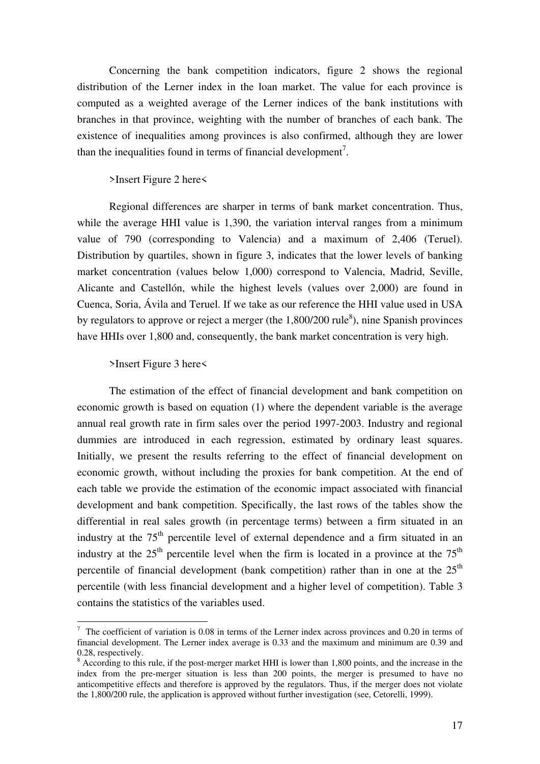Concerning the bank competition indicators, figure 2 shows the regional distribution of the Lerner index in the loan market. The value for each province is computed as a weighted average of the Lerner indices of the bank institutions with branches in that province, weighting with the number of branches of each bank. The existence of inequalities among provinces is also confirmed, although they are lower than the inequalities found in terms of financial development[7].

>Insert Figure 2 here<

Regional differences are sharper in terms of bank market concentration. Thus, while the average HHI value is 1,390, the variation interval ranges from a minimum value of 790 (corresponding to Valencia) and a maximum of 2,406 (Teruel). Distribution by quartiles, shown in figure 3, indicates that the lower levels of banking market concentration (values below 1,000) correspond to Valencia, Madrid, Seville, Alicante and Castellón, while the highest levels (values over 2,000) are found in Cuenca, Soria, Ávila and Teruel. If we take as our reference the HHI value used in USA by regulators to approve or reject a merger (the 1,800/200 rule[8]), nine Spanish provinces have HHIs over 1,800 and, consequently, the bank market concentration is very high.

>Insert Figure 3 here<

The estimation of the effect of financial development and bank competition on economic growth is based on equation (1) where the dependent variable is the average annual real growth rate in firm sales over the period 1997-2003. Industry and regional dummies are introduced in each regression, estimated by ordinary least squares. Initially, we present the results referring to the effect of financial development on economic growth, without including the proxies for bank competition. At the end of each table we provide the estimation of the economic impact associated with financial development and bank competition. Specifically, the last rows of the tables show the differential in real sales growth (in percentage terms) between a firm situated in an industry at the $75^{th}$ percentile level of external dependence and a firm situated in an industry at the $25^{th}$ percentile level when the firm is located in a province at the $75^{th}$ percentile of financial development (bank competition) rather than in one at the $25^{th}$ percentile (with less financial development and a higher level of competition). Table 3 contains the statistics of the variables used.

---

[7] The coefficient of variation is 0.08 in terms of the Lerner index across provinces and 0.20 in terms of financial development. The Lerner index average is 0.33 and the maximum and minimum are 0.39 and 0.28, respectively.

[8] According to this rule, if the post-merger market HHI is lower than 1,800 points, and the increase in the index from the pre-merger situation is less than 200 points, the merger is presumed to have no anticompetitive effects and therefore is approved by the regulators. Thus, if the merger does not violate the 1,800/200 rule, the application is approved without further investigation (see, Cetorelli, 1999).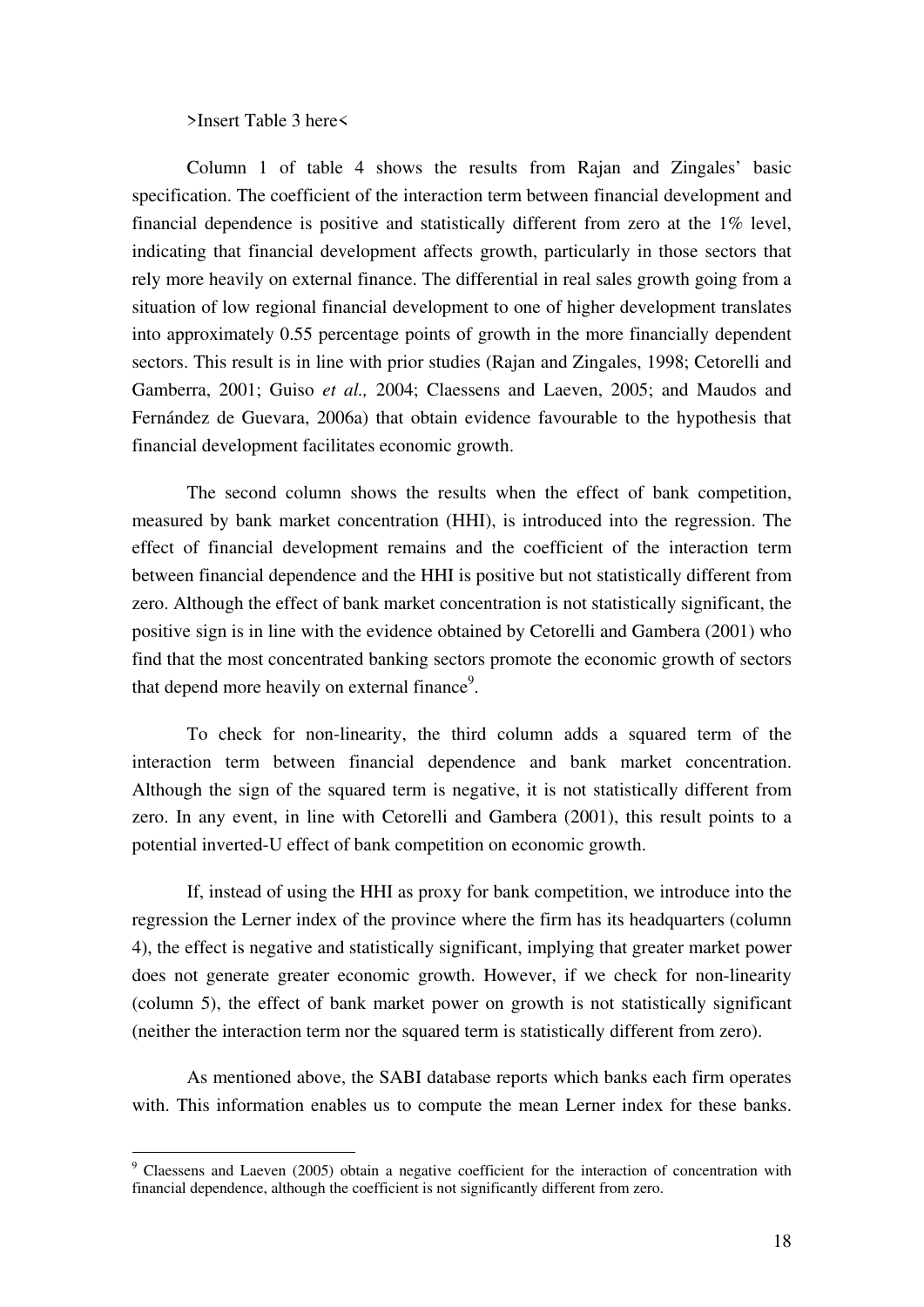>Insert Table 3 here<

Column 1 of table 4 shows the results from Rajan and Zingales' basic specification. The coefficient of the interaction term between financial development and financial dependence is positive and statistically different from zero at the 1% level, indicating that financial development affects growth, particularly in those sectors that rely more heavily on external finance. The differential in real sales growth going from a situation of low regional financial development to one of higher development translates into approximately 0.55 percentage points of growth in the more financially dependent sectors. This result is in line with prior studies (Rajan and Zingales, 1998; Cetorelli and Gamberra, 2001; Guiso *et al.,* 2004; Claessens and Laeven, 2005; and Maudos and Fernández de Guevara, 2006a) that obtain evidence favourable to the hypothesis that financial development facilitates economic growth.

The second column shows the results when the effect of bank competition, measured by bank market concentration (HHI), is introduced into the regression. The effect of financial development remains and the coefficient of the interaction term between financial dependence and the HHI is positive but not statistically different from zero. Although the effect of bank market concentration is not statistically significant, the positive sign is in line with the evidence obtained by Cetorelli and Gambera (2001) who find that the most concentrated banking sectors promote the economic growth of sectors that depend more heavily on external finance[9].

To check for non-linearity, the third column adds a squared term of the interaction term between financial dependence and bank market concentration. Although the sign of the squared term is negative, it is not statistically different from zero. In any event, in line with Cetorelli and Gambera (2001), this result points to a potential inverted-U effect of bank competition on economic growth.

If, instead of using the HHI as proxy for bank competition, we introduce into the regression the Lerner index of the province where the firm has its headquarters (column 4), the effect is negative and statistically significant, implying that greater market power does not generate greater economic growth. However, if we check for non-linearity (column 5), the effect of bank market power on growth is not statistically significant (neither the interaction term nor the squared term is statistically different from zero).

As mentioned above, the SABI database reports which banks each firm operates with. This information enables us to compute the mean Lerner index for these banks.

[9] Claessens and Laeven (2005) obtain a negative coefficient for the interaction of concentration with financial dependence, although the coefficient is not significantly different from zero.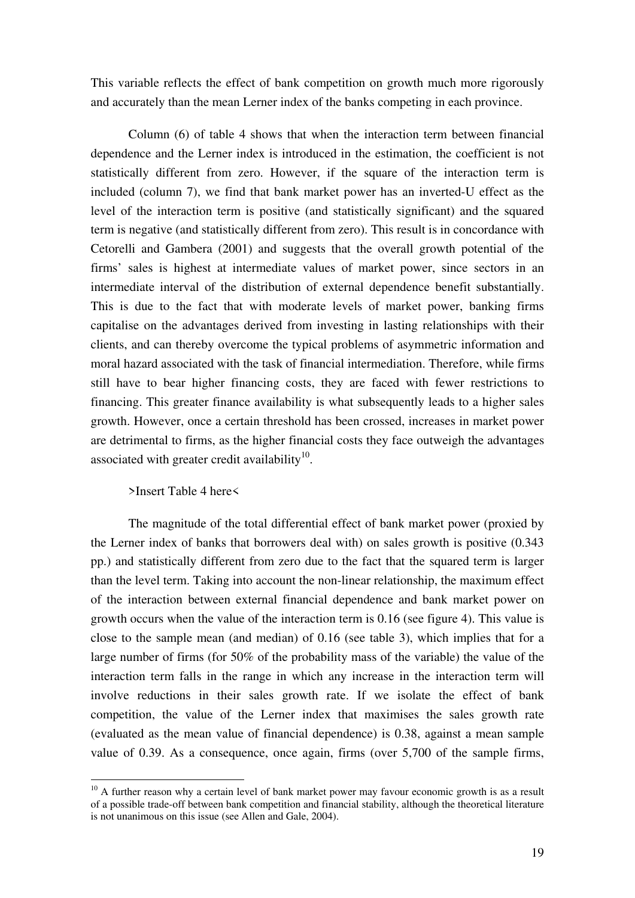This variable reflects the effect of bank competition on growth much more rigorously and accurately than the mean Lerner index of the banks competing in each province.

Column (6) of table 4 shows that when the interaction term between financial dependence and the Lerner index is introduced in the estimation, the coefficient is not statistically different from zero. However, if the square of the interaction term is included (column 7), we find that bank market power has an inverted-U effect as the level of the interaction term is positive (and statistically significant) and the squared term is negative (and statistically different from zero). This result is in concordance with Cetorelli and Gambera (2001) and suggests that the overall growth potential of the firms' sales is highest at intermediate values of market power, since sectors in an intermediate interval of the distribution of external dependence benefit substantially. This is due to the fact that with moderate levels of market power, banking firms capitalise on the advantages derived from investing in lasting relationships with their clients, and can thereby overcome the typical problems of asymmetric information and moral hazard associated with the task of financial intermediation. Therefore, while firms still have to bear higher financing costs, they are faced with fewer restrictions to financing. This greater finance availability is what subsequently leads to a higher sales growth. However, once a certain threshold has been crossed, increases in market power are detrimental to firms, as the higher financial costs they face outweigh the advantages associated with greater credit availability[10].

>Insert Table 4 here<

The magnitude of the total differential effect of bank market power (proxied by the Lerner index of banks that borrowers deal with) on sales growth is positive (0.343 pp.) and statistically different from zero due to the fact that the squared term is larger than the level term. Taking into account the non-linear relationship, the maximum effect of the interaction between external financial dependence and bank market power on growth occurs when the value of the interaction term is 0.16 (see figure 4). This value is close to the sample mean (and median) of 0.16 (see table 3), which implies that for a large number of firms (for 50% of the probability mass of the variable) the value of the interaction term falls in the range in which any increase in the interaction term will involve reductions in their sales growth rate. If we isolate the effect of bank competition, the value of the Lerner index that maximises the sales growth rate (evaluated as the mean value of financial dependence) is 0.38, against a mean sample value of 0.39. As a consequence, once again, firms (over 5,700 of the sample firms,

[10] A further reason why a certain level of bank market power may favour economic growth is as a result of a possible trade-off between bank competition and financial stability, although the theoretical literature is not unanimous on this issue (see Allen and Gale, 2004).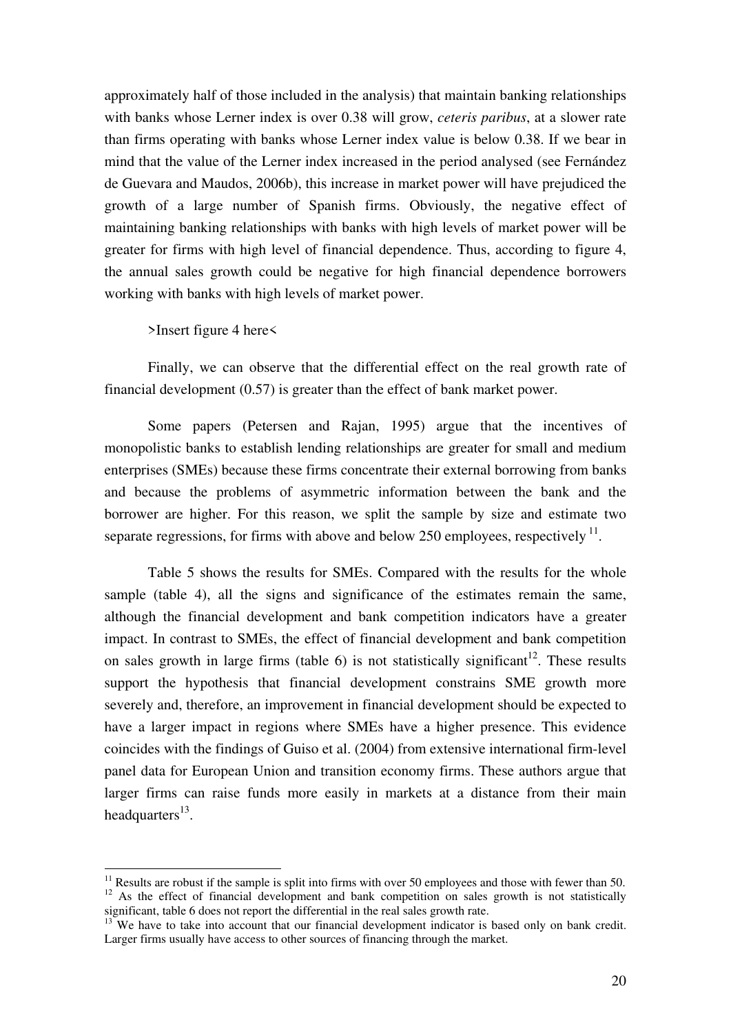approximately half of those included in the analysis) that maintain banking relationships with banks whose Lerner index is over 0.38 will grow, *ceteris paribus*, at a slower rate than firms operating with banks whose Lerner index value is below 0.38. If we bear in mind that the value of the Lerner index increased in the period analysed (see Fernández de Guevara and Maudos, 2006b), this increase in market power will have prejudiced the growth of a large number of Spanish firms. Obviously, the negative effect of maintaining banking relationships with banks with high levels of market power will be greater for firms with high level of financial dependence. Thus, according to figure 4, the annual sales growth could be negative for high financial dependence borrowers working with banks with high levels of market power.

>Insert figure 4 here<

Finally, we can observe that the differential effect on the real growth rate of financial development (0.57) is greater than the effect of bank market power.

Some papers (Petersen and Rajan, 1995) argue that the incentives of monopolistic banks to establish lending relationships are greater for small and medium enterprises (SMEs) because these firms concentrate their external borrowing from banks and because the problems of asymmetric information between the bank and the borrower are higher. For this reason, we split the sample by size and estimate two separate regressions, for firms with above and below 250 employees, respectively [11].

Table 5 shows the results for SMEs. Compared with the results for the whole sample (table 4), all the signs and significance of the estimates remain the same, although the financial development and bank competition indicators have a greater impact. In contrast to SMEs, the effect of financial development and bank competition on sales growth in large firms (table 6) is not statistically significant[12]. These results support the hypothesis that financial development constrains SME growth more severely and, therefore, an improvement in financial development should be expected to have a larger impact in regions where SMEs have a higher presence. This evidence coincides with the findings of Guiso et al. (2004) from extensive international firm-level panel data for European Union and transition economy firms. These authors argue that larger firms can raise funds more easily in markets at a distance from their main headquarters[13].

---

[11] Results are robust if the sample is split into firms with over 50 employees and those with fewer than 50.

[12] As the effect of financial development and bank competition on sales growth is not statistically significant, table 6 does not report the differential in the real sales growth rate.

[13] We have to take into account that our financial development indicator is based only on bank credit. Larger firms usually have access to other sources of financing through the market.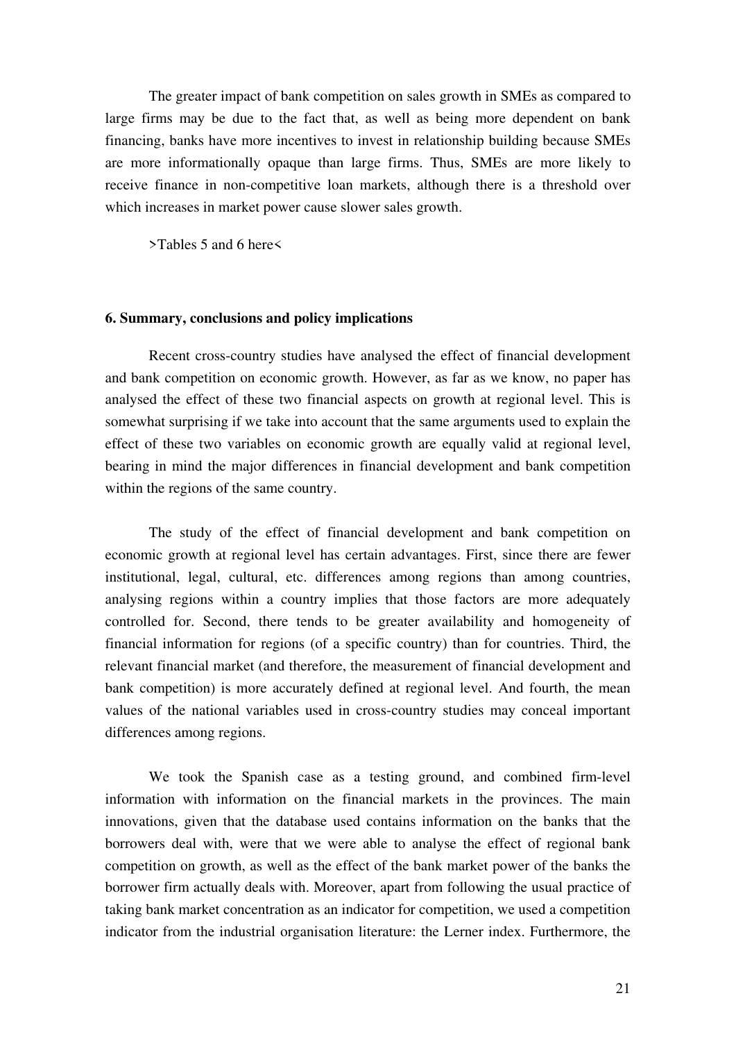The greater impact of bank competition on sales growth in SMEs as compared to large firms may be due to the fact that, as well as being more dependent on bank financing, banks have more incentives to invest in relationship building because SMEs are more informationally opaque than large firms. Thus, SMEs are more likely to receive finance in non-competitive loan markets, although there is a threshold over which increases in market power cause slower sales growth.

>Tables 5 and 6 here<

## 6. Summary, conclusions and policy implications

Recent cross-country studies have analysed the effect of financial development and bank competition on economic growth. However, as far as we know, no paper has analysed the effect of these two financial aspects on growth at regional level. This is somewhat surprising if we take into account that the same arguments used to explain the effect of these two variables on economic growth are equally valid at regional level, bearing in mind the major differences in financial development and bank competition within the regions of the same country.

The study of the effect of financial development and bank competition on economic growth at regional level has certain advantages. First, since there are fewer institutional, legal, cultural, etc. differences among regions than among countries, analysing regions within a country implies that those factors are more adequately controlled for. Second, there tends to be greater availability and homogeneity of financial information for regions (of a specific country) than for countries. Third, the relevant financial market (and therefore, the measurement of financial development and bank competition) is more accurately defined at regional level. And fourth, the mean values of the national variables used in cross-country studies may conceal important differences among regions.

We took the Spanish case as a testing ground, and combined firm-level information with information on the financial markets in the provinces. The main innovations, given that the database used contains information on the banks that the borrowers deal with, were that we were able to analyse the effect of regional bank competition on growth, as well as the effect of the bank market power of the banks the borrower firm actually deals with. Moreover, apart from following the usual practice of taking bank market concentration as an indicator for competition, we used a competition indicator from the industrial organisation literature: the Lerner index. Furthermore, the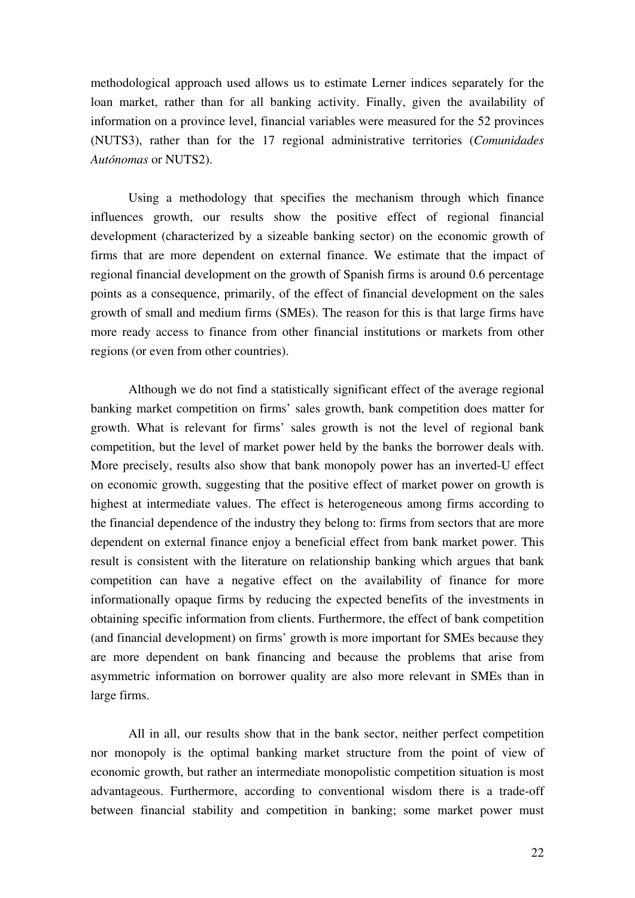methodological approach used allows us to estimate Lerner indices separately for the loan market, rather than for all banking activity. Finally, given the availability of information on a province level, financial variables were measured for the 52 provinces (NUTS3), rather than for the 17 regional administrative territories (*Comunidades Autónomas* or NUTS2).

Using a methodology that specifies the mechanism through which finance influences growth, our results show the positive effect of regional financial development (characterized by a sizeable banking sector) on the economic growth of firms that are more dependent on external finance. We estimate that the impact of regional financial development on the growth of Spanish firms is around 0.6 percentage points as a consequence, primarily, of the effect of financial development on the sales growth of small and medium firms (SMEs). The reason for this is that large firms have more ready access to finance from other financial institutions or markets from other regions (or even from other countries).

Although we do not find a statistically significant effect of the average regional banking market competition on firms' sales growth, bank competition does matter for growth. What is relevant for firms' sales growth is not the level of regional bank competition, but the level of market power held by the banks the borrower deals with. More precisely, results also show that bank monopoly power has an inverted-U effect on economic growth, suggesting that the positive effect of market power on growth is highest at intermediate values. The effect is heterogeneous among firms according to the financial dependence of the industry they belong to: firms from sectors that are more dependent on external finance enjoy a beneficial effect from bank market power. This result is consistent with the literature on relationship banking which argues that bank competition can have a negative effect on the availability of finance for more informationally opaque firms by reducing the expected benefits of the investments in obtaining specific information from clients. Furthermore, the effect of bank competition (and financial development) on firms' growth is more important for SMEs because they are more dependent on bank financing and because the problems that arise from asymmetric information on borrower quality are also more relevant in SMEs than in large firms.

All in all, our results show that in the bank sector, neither perfect competition nor monopoly is the optimal banking market structure from the point of view of economic growth, but rather an intermediate monopolistic competition situation is most advantageous. Furthermore, according to conventional wisdom there is a trade-off between financial stability and competition in banking; some market power must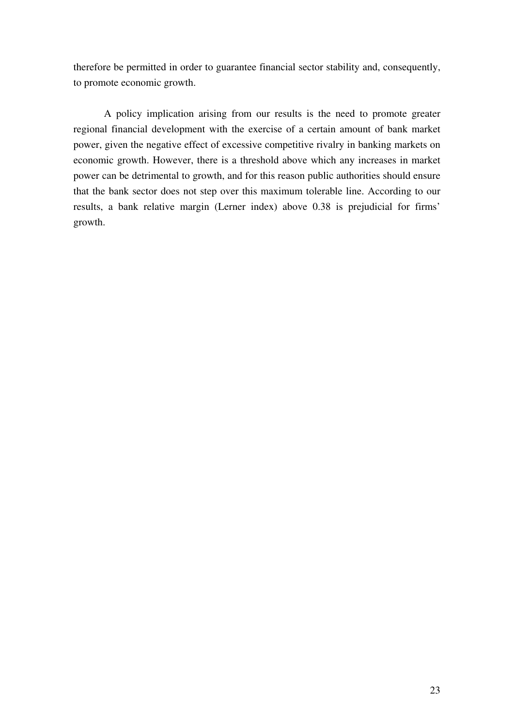therefore be permitted in order to guarantee financial sector stability and, consequently, to promote economic growth.

A policy implication arising from our results is the need to promote greater regional financial development with the exercise of a certain amount of bank market power, given the negative effect of excessive competitive rivalry in banking markets on economic growth. However, there is a threshold above which any increases in market power can be detrimental to growth, and for this reason public authorities should ensure that the bank sector does not step over this maximum tolerable line. According to our results, a bank relative margin (Lerner index) above 0.38 is prejudicial for firms' growth.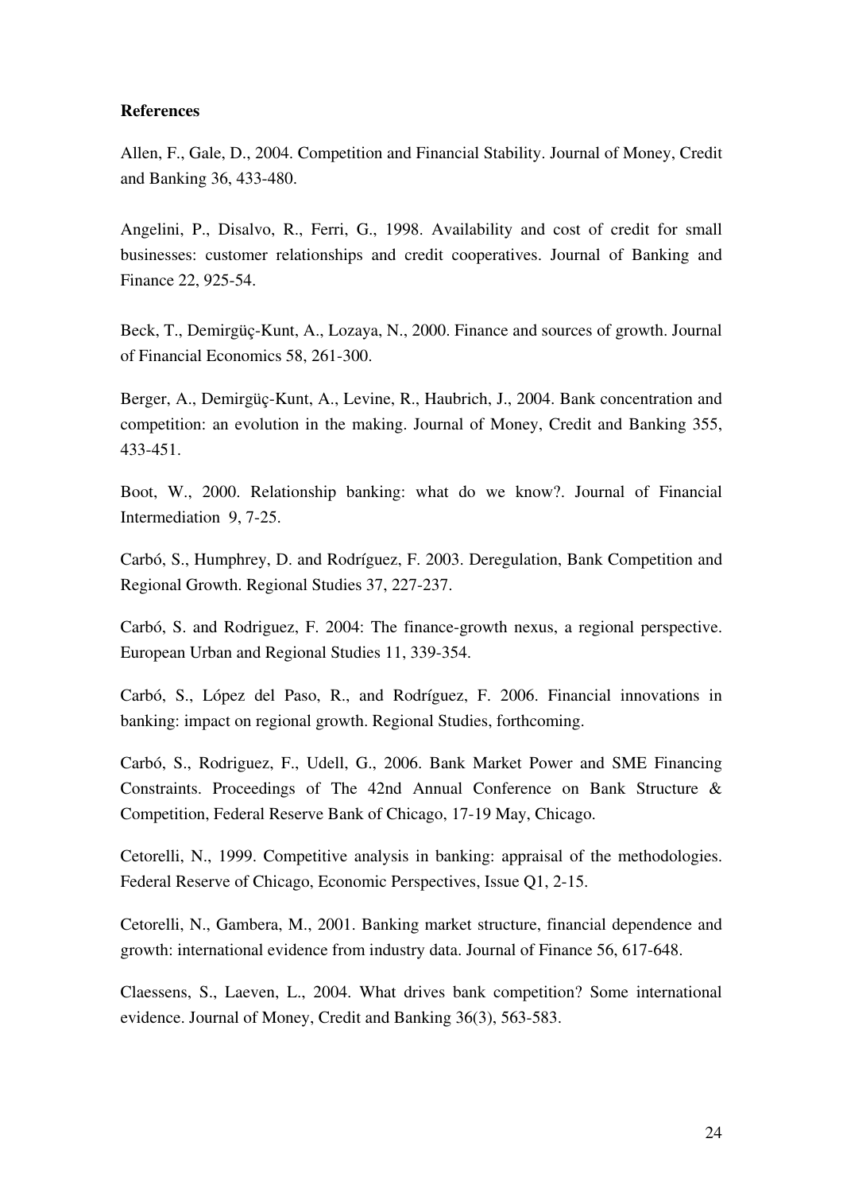**References**

Allen, F., Gale, D., 2004. Competition and Financial Stability. Journal of Money, Credit and Banking 36, 433-480.

Angelini, P., Disalvo, R., Ferri, G., 1998. Availability and cost of credit for small businesses: customer relationships and credit cooperatives. Journal of Banking and Finance 22, 925-54.

Beck, T., Demirgüç-Kunt, A., Lozaya, N., 2000. Finance and sources of growth. Journal of Financial Economics 58, 261-300.

Berger, A., Demirgüç-Kunt, A., Levine, R., Haubrich, J., 2004. Bank concentration and competition: an evolution in the making. Journal of Money, Credit and Banking 355, 433-451.

Boot, W., 2000. Relationship banking: what do we know?. Journal of Financial Intermediation 9, 7-25.

Carbó, S., Humphrey, D. and Rodríguez, F. 2003. Deregulation, Bank Competition and Regional Growth. Regional Studies 37, 227-237.

Carbó, S. and Rodriguez, F. 2004: The finance-growth nexus, a regional perspective. European Urban and Regional Studies 11, 339-354.

Carbó, S., López del Paso, R., and Rodríguez, F. 2006. Financial innovations in banking: impact on regional growth. Regional Studies, forthcoming.

Carbó, S., Rodriguez, F., Udell, G., 2006. Bank Market Power and SME Financing Constraints. Proceedings of The 42nd Annual Conference on Bank Structure & Competition, Federal Reserve Bank of Chicago, 17-19 May, Chicago.

Cetorelli, N., 1999. Competitive analysis in banking: appraisal of the methodologies. Federal Reserve of Chicago, Economic Perspectives, Issue Q1, 2-15.

Cetorelli, N., Gambera, M., 2001. Banking market structure, financial dependence and growth: international evidence from industry data. Journal of Finance 56, 617-648.

Claessens, S., Laeven, L., 2004. What drives bank competition? Some international evidence. Journal of Money, Credit and Banking 36(3), 563-583.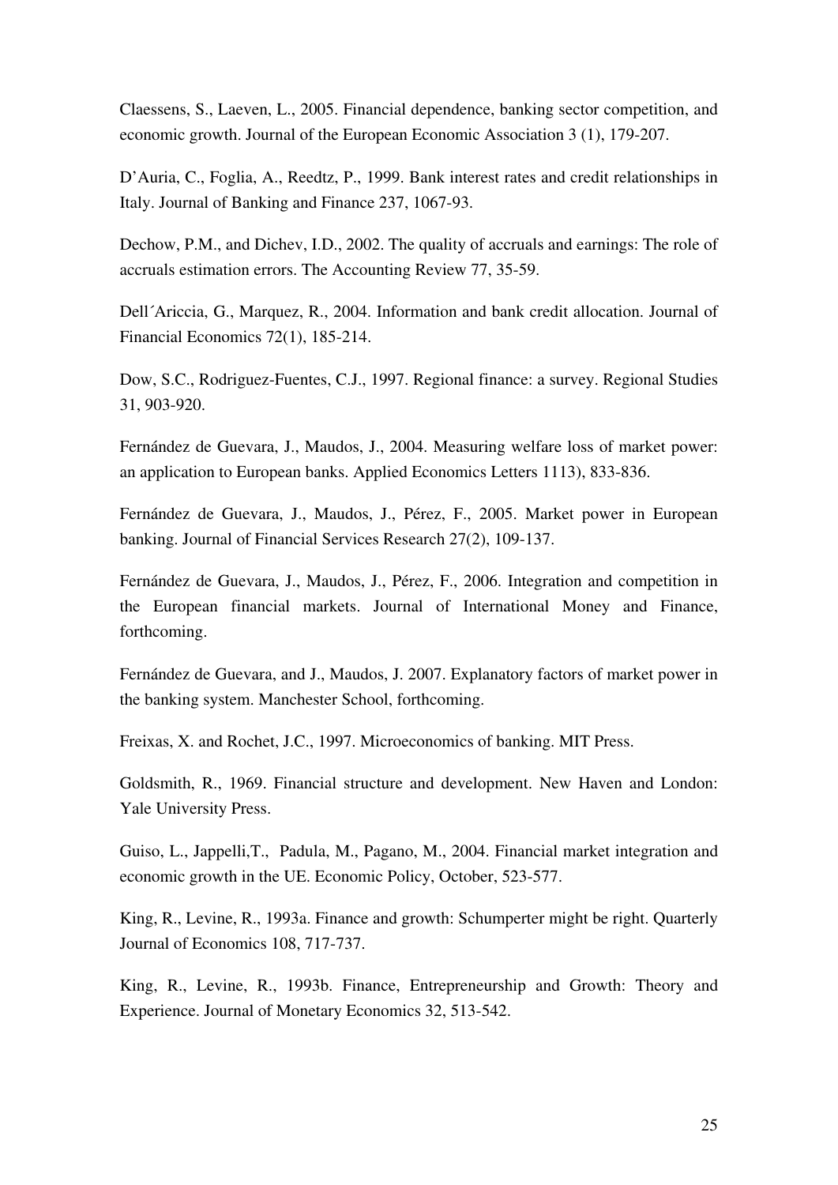Claessens, S., Laeven, L., 2005. Financial dependence, banking sector competition, and economic growth. Journal of the European Economic Association 3 (1), 179-207.

D'Auria, C., Foglia, A., Reedtz, P., 1999. Bank interest rates and credit relationships in Italy. Journal of Banking and Finance 237, 1067-93.

Dechow, P.M., and Dichev, I.D., 2002. The quality of accruals and earnings: The role of accruals estimation errors. The Accounting Review 77, 35-59.

Dell´Ariccia, G., Marquez, R., 2004. Information and bank credit allocation. Journal of Financial Economics 72(1), 185-214.

Dow, S.C., Rodriguez-Fuentes, C.J., 1997. Regional finance: a survey. Regional Studies 31, 903-920.

Fernández de Guevara, J., Maudos, J., 2004. Measuring welfare loss of market power: an application to European banks. Applied Economics Letters 1113), 833-836.

Fernández de Guevara, J., Maudos, J., Pérez, F., 2005. Market power in European banking. Journal of Financial Services Research 27(2), 109-137.

Fernández de Guevara, J., Maudos, J., Pérez, F., 2006. Integration and competition in the European financial markets. Journal of International Money and Finance, forthcoming.

Fernández de Guevara, and J., Maudos, J. 2007. Explanatory factors of market power in the banking system. Manchester School, forthcoming.

Freixas, X. and Rochet, J.C., 1997. Microeconomics of banking. MIT Press.

Goldsmith, R., 1969. Financial structure and development. New Haven and London: Yale University Press.

Guiso, L., Jappelli,T., Padula, M., Pagano, M., 2004. Financial market integration and economic growth in the UE. Economic Policy, October, 523-577.

King, R., Levine, R., 1993a. Finance and growth: Schumperter might be right. Quarterly Journal of Economics 108, 717-737.

King, R., Levine, R., 1993b. Finance, Entrepreneurship and Growth: Theory and Experience. Journal of Monetary Economics 32, 513-542.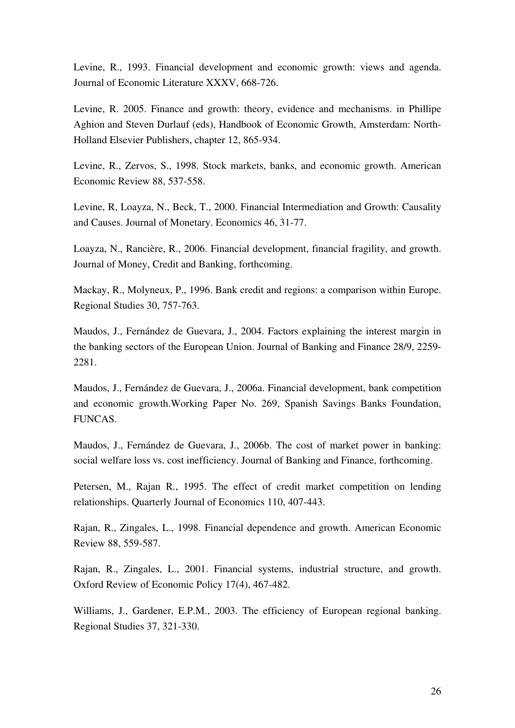Levine, R., 1993. Financial development and economic growth: views and agenda. Journal of Economic Literature XXXV, 668-726.

Levine, R. 2005. Finance and growth: theory, evidence and mechanisms. in Phillipe Aghion and Steven Durlauf (eds), Handbook of Economic Growth, Amsterdam: North-Holland Elsevier Publishers, chapter 12, 865-934.

Levine, R., Zervos, S., 1998. Stock markets, banks, and economic growth. American Economic Review 88, 537-558.

Levine, R, Loayza, N., Beck, T., 2000. Financial Intermediation and Growth: Causality and Causes. Journal of Monetary. Economics 46, 31-77.

Loayza, N., Rancière, R., 2006. Financial development, financial fragility, and growth. Journal of Money, Credit and Banking, forthcoming.

Mackay, R., Molyneux, P., 1996. Bank credit and regions: a comparison within Europe. Regional Studies 30, 757-763.

Maudos, J., Fernández de Guevara, J., 2004. Factors explaining the interest margin in the banking sectors of the European Union. Journal of Banking and Finance 28/9, 2259-2281.

Maudos, J., Fernández de Guevara, J., 2006a. Financial development, bank competition and economic growth.Working Paper No. 269, Spanish Savings Banks Foundation, FUNCAS.

Maudos, J., Fernández de Guevara, J., 2006b. The cost of market power in banking: social welfare loss vs. cost inefficiency. Journal of Banking and Finance, forthcoming.

Petersen, M., Rajan R., 1995. The effect of credit market competition on lending relationships. Quarterly Journal of Economics 110, 407-443.

Rajan, R., Zingales, L., 1998. Financial dependence and growth. American Economic Review 88, 559-587.

Rajan, R., Zingales, L., 2001. Financial systems, industrial structure, and growth. Oxford Review of Economic Policy 17(4), 467-482.

Williams, J., Gardener, E.P.M., 2003. The efficiency of European regional banking. Regional Studies 37, 321-330.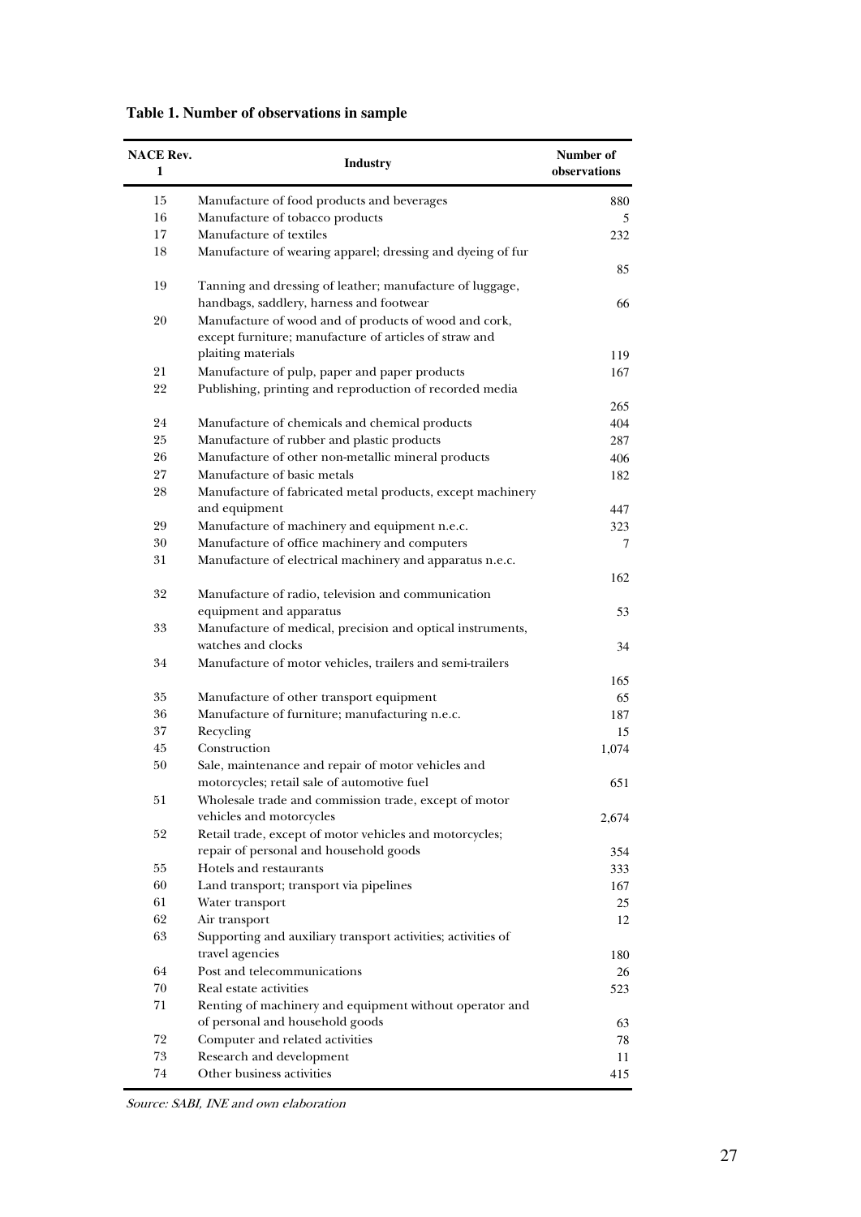**Table 1. Number of observations in sample**

| NACE Rev. 1 | Industry | Number of observations |
|---|---|---|
| 15 | Manufacture of food products and beverages | 880 |
| 16 | Manufacture of tobacco products | 5 |
| 17 | Manufacture of textiles | 232 |
| 18 | Manufacture of wearing apparel; dressing and dyeing of fur | 85 |
| 19 | Tanning and dressing of leather; manufacture of luggage, handbags, saddlery, harness and footwear | 66 |
| 20 | Manufacture of wood and of products of wood and cork, except furniture; manufacture of articles of straw and plaiting materials | 119 |
| 21 | Manufacture of pulp, paper and paper products | 167 |
| 22 | Publishing, printing and reproduction of recorded media | 265 |
| 24 | Manufacture of chemicals and chemical products | 404 |
| 25 | Manufacture of rubber and plastic products | 287 |
| 26 | Manufacture of other non-metallic mineral products | 406 |
| 27 | Manufacture of basic metals | 182 |
| 28 | Manufacture of fabricated metal products, except machinery and equipment | 447 |
| 29 | Manufacture of machinery and equipment n.e.c. | 323 |
| 30 | Manufacture of office machinery and computers | 7 |
| 31 | Manufacture of electrical machinery and apparatus n.e.c. | 162 |
| 32 | Manufacture of radio, television and communication equipment and apparatus | 53 |
| 33 | Manufacture of medical, precision and optical instruments, watches and clocks | 34 |
| 34 | Manufacture of motor vehicles, trailers and semi-trailers | 165 |
| 35 | Manufacture of other transport equipment | 65 |
| 36 | Manufacture of furniture; manufacturing n.e.c. | 187 |
| 37 | Recycling | 15 |
| 45 | Construction | 1,074 |
| 50 | Sale, maintenance and repair of motor vehicles and motorcycles; retail sale of automotive fuel | 651 |
| 51 | Wholesale trade and commission trade, except of motor vehicles and motorcycles | 2,674 |
| 52 | Retail trade, except of motor vehicles and motorcycles; repair of personal and household goods | 354 |
| 55 | Hotels and restaurants | 333 |
| 60 | Land transport; transport via pipelines | 167 |
| 61 | Water transport | 25 |
| 62 | Air transport | 12 |
| 63 | Supporting and auxiliary transport activities; activities of travel agencies | 180 |
| 64 | Post and telecommunications | 26 |
| 70 | Real estate activities | 523 |
| 71 | Renting of machinery and equipment without operator and of personal and household goods | 63 |
| 72 | Computer and related activities | 78 |
| 73 | Research and development | 11 |
| 74 | Other business activities | 415 |

*Source: SABI, INE and own elaboration*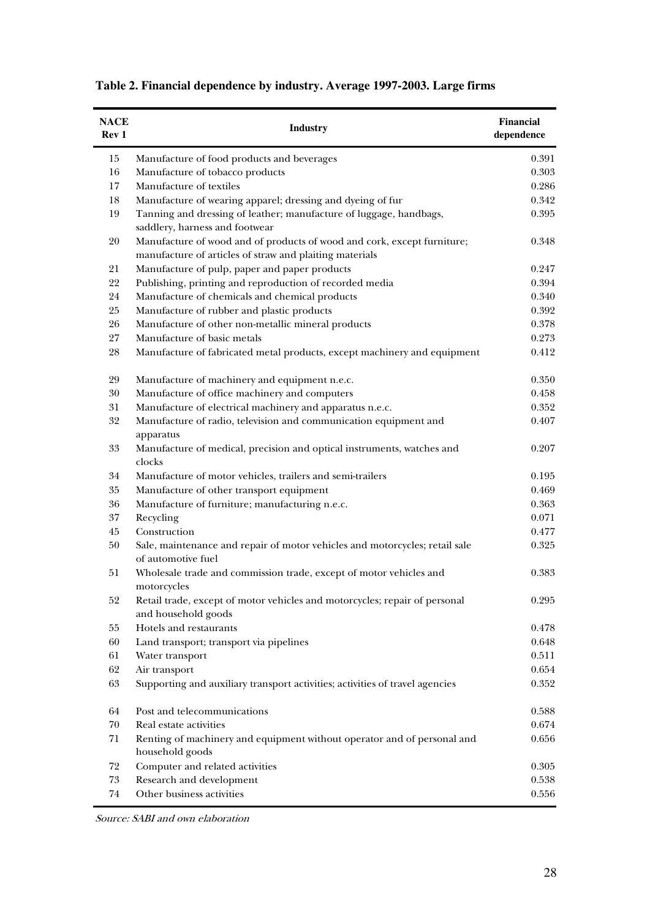**Table 2. Financial dependence by industry. Average 1997-2003. Large firms**

| NACE Rev 1 | Industry | Financial dependence |
|---|---|---|
| 15 | Manufacture of food products and beverages | 0.391 |
| 16 | Manufacture of tobacco products | 0.303 |
| 17 | Manufacture of textiles | 0.286 |
| 18 | Manufacture of wearing apparel; dressing and dyeing of fur | 0.342 |
| 19 | Tanning and dressing of leather; manufacture of luggage, handbags, saddlery, harness and footwear | 0.395 |
| 20 | Manufacture of wood and of products of wood and cork, except furniture; manufacture of articles of straw and plaiting materials | 0.348 |
| 21 | Manufacture of pulp, paper and paper products | 0.247 |
| 22 | Publishing, printing and reproduction of recorded media | 0.394 |
| 24 | Manufacture of chemicals and chemical products | 0.340 |
| 25 | Manufacture of rubber and plastic products | 0.392 |
| 26 | Manufacture of other non-metallic mineral products | 0.378 |
| 27 | Manufacture of basic metals | 0.273 |
| 28 | Manufacture of fabricated metal products, except machinery and equipment | 0.412 |
| 29 | Manufacture of machinery and equipment n.e.c. | 0.350 |
| 30 | Manufacture of office machinery and computers | 0.458 |
| 31 | Manufacture of electrical machinery and apparatus n.e.c. | 0.352 |
| 32 | Manufacture of radio, television and communication equipment and apparatus | 0.407 |
| 33 | Manufacture of medical, precision and optical instruments, watches and clocks | 0.207 |
| 34 | Manufacture of motor vehicles, trailers and semi-trailers | 0.195 |
| 35 | Manufacture of other transport equipment | 0.469 |
| 36 | Manufacture of furniture; manufacturing n.e.c. | 0.363 |
| 37 | Recycling | 0.071 |
| 45 | Construction | 0.477 |
| 50 | Sale, maintenance and repair of motor vehicles and motorcycles; retail sale of automotive fuel | 0.325 |
| 51 | Wholesale trade and commission trade, except of motor vehicles and motorcycles | 0.383 |
| 52 | Retail trade, except of motor vehicles and motorcycles; repair of personal and household goods | 0.295 |
| 55 | Hotels and restaurants | 0.478 |
| 60 | Land transport; transport via pipelines | 0.648 |
| 61 | Water transport | 0.511 |
| 62 | Air transport | 0.654 |
| 63 | Supporting and auxiliary transport activities; activities of travel agencies | 0.352 |
| 64 | Post and telecommunications | 0.588 |
| 70 | Real estate activities | 0.674 |
| 71 | Renting of machinery and equipment without operator and of personal and household goods | 0.656 |
| 72 | Computer and related activities | 0.305 |
| 73 | Research and development | 0.538 |
| 74 | Other business activities | 0.556 |

*Source: SABI and own elaboration*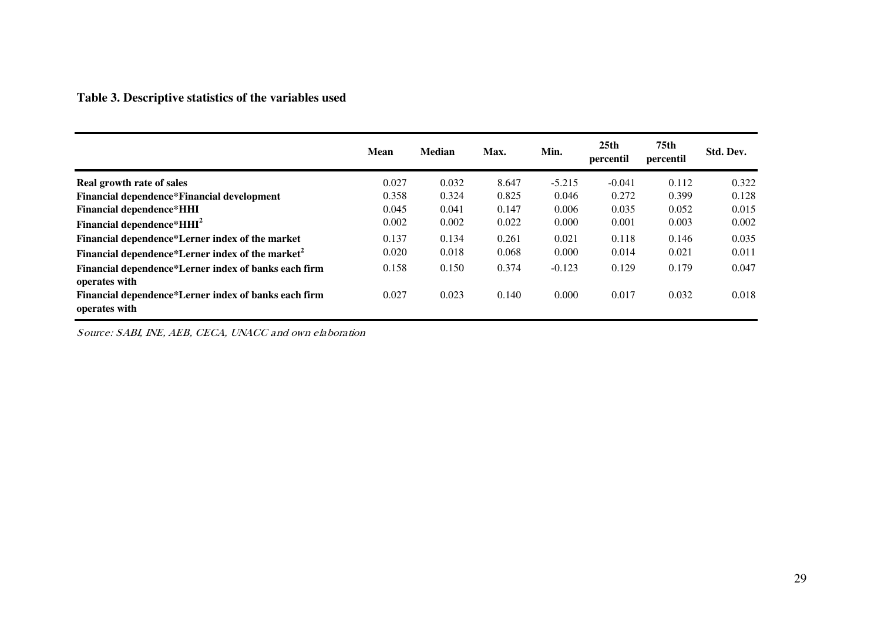**Table 3. Descriptive statistics of the variables used**

| | Mean | Median | Max. | Min. | 25th percentil | 75th percentil | Std. Dev. |
|---|---|---|---|---|---|---|---|
| **Real growth rate of sales** | 0.027 | 0.032 | 8.647 | -5.215 | -0.041 | 0.112 | 0.322 |
| **Financial dependence*Financial development** | 0.358 | 0.324 | 0.825 | 0.046 | 0.272 | 0.399 | 0.128 |
| **Financial dependence*HHI** | 0.045 | 0.041 | 0.147 | 0.006 | 0.035 | 0.052 | 0.015 |
| **Financial dependence*HHI$^2$** | 0.002 | 0.002 | 0.022 | 0.000 | 0.001 | 0.003 | 0.002 |
| **Financial dependence*Lerner index of the market** | 0.137 | 0.134 | 0.261 | 0.021 | 0.118 | 0.146 | 0.035 |
| **Financial dependence*Lerner index of the market$^2$** | 0.020 | 0.018 | 0.068 | 0.000 | 0.014 | 0.021 | 0.011 |
| **Financial dependence*Lerner index of banks each firm operates with** | 0.158 | 0.150 | 0.374 | -0.123 | 0.129 | 0.179 | 0.047 |
| **Financial dependence*Lerner index of banks each firm operates with** | 0.027 | 0.023 | 0.140 | 0.000 | 0.017 | 0.032 | 0.018 |

*Source: SABI, INE, AEB, CECA, UNACC and own elaboration*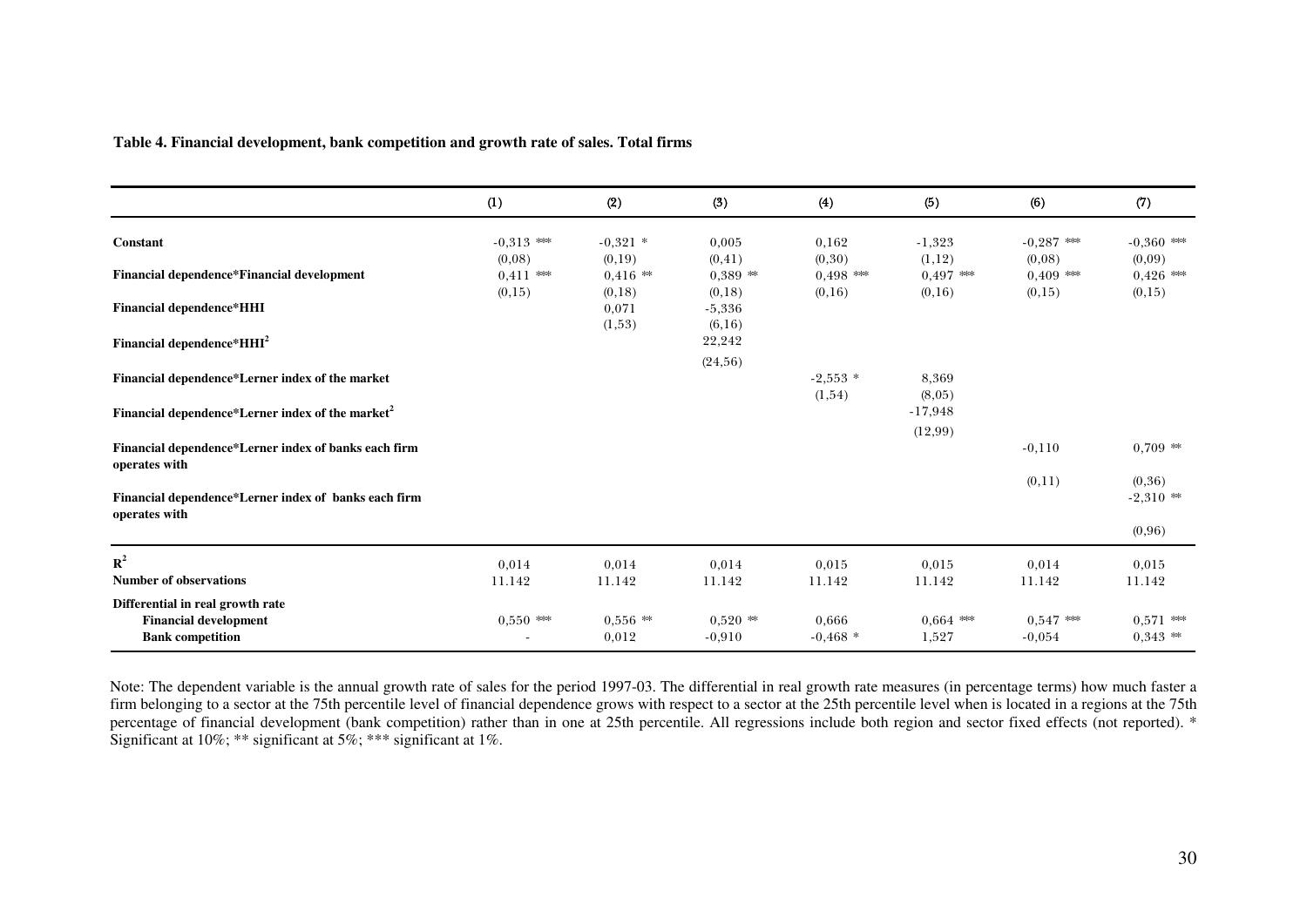**Table 4. Financial development, bank competition and growth rate of sales. Total firms**

| | (1) | (2) | (3) | (4) | (5) | (6) | (7) |
|---|---|---|---|---|---|---|---|
| **Constant** | -0,313 *** | -0,321 * | 0,005 | 0,162 | -1,323 | -0,287 *** | -0,360 *** |
| | (0,08) | (0,19) | (0,41) | (0,30) | (1,12) | (0,08) | (0,09) |
| **Financial dependence*Financial development** | 0,411 *** | 0,416 ** | 0,389 ** | 0,498 *** | 0,497 *** | 0,409 *** | 0,426 *** |
| | (0,15) | (0,18) | (0,18) | (0,16) | (0,16) | (0,15) | (0,15) |
| **Financial dependence*HHI** | | 0,071 | -5,336 | | | | |
| | | (1,53) | (6,16) | | | | |
| **Financial dependence*HHI$^2$** | | | 22,242 | | | | |
| | | | (24,56) | | | | |
| **Financial dependence*Lerner index of the market** | | | | -2,553 * | 8,369 | | |
| | | | | (1,54) | (8,05) | | |
| **Financial dependence*Lerner index of the market$^2$** | | | | | -17,948 | | |
| | | | | | (12,99) | | |
| **Financial dependence*Lerner index of banks each firm operates with** | | | | | | -0,110 | 0,709 ** |
| | | | | | | (0,11) | (0,36) |
| **Financial dependence*Lerner index of banks each firm operates with** | | | | | | | -2,310 ** |
| | | | | | | | (0,96) |
| **$R^2$** | 0,014 | 0,014 | 0,014 | 0,015 | 0,015 | 0,014 | 0,015 |
| **Number of observations** | 11.142 | 11.142 | 11.142 | 11.142 | 11.142 | 11.142 | 11.142 |
| **Differential in real growth rate** | | | | | | | |
| **Financial development** | 0,550 *** | 0,556 ** | 0,520 ** | 0,666 | 0,664 *** | 0,547 *** | 0,571 *** |
| **Bank competition** | - | 0,012 | -0,910 | -0,468 * | 1,527 | -0,054 | 0,343 ** |

Note: The dependent variable is the annual growth rate of sales for the period 1997-03. The differential in real growth rate measures (in percentage terms) how much faster a firm belonging to a sector at the 75th percentile level of financial dependence grows with respect to a sector at the 25th percentile level when is located in a regions at the 75th percentage of financial development (bank competition) rather than in one at 25th percentile. All regressions include both region and sector fixed effects (not reported). * Significant at 10%; ** significant at 5%; *** significant at 1%.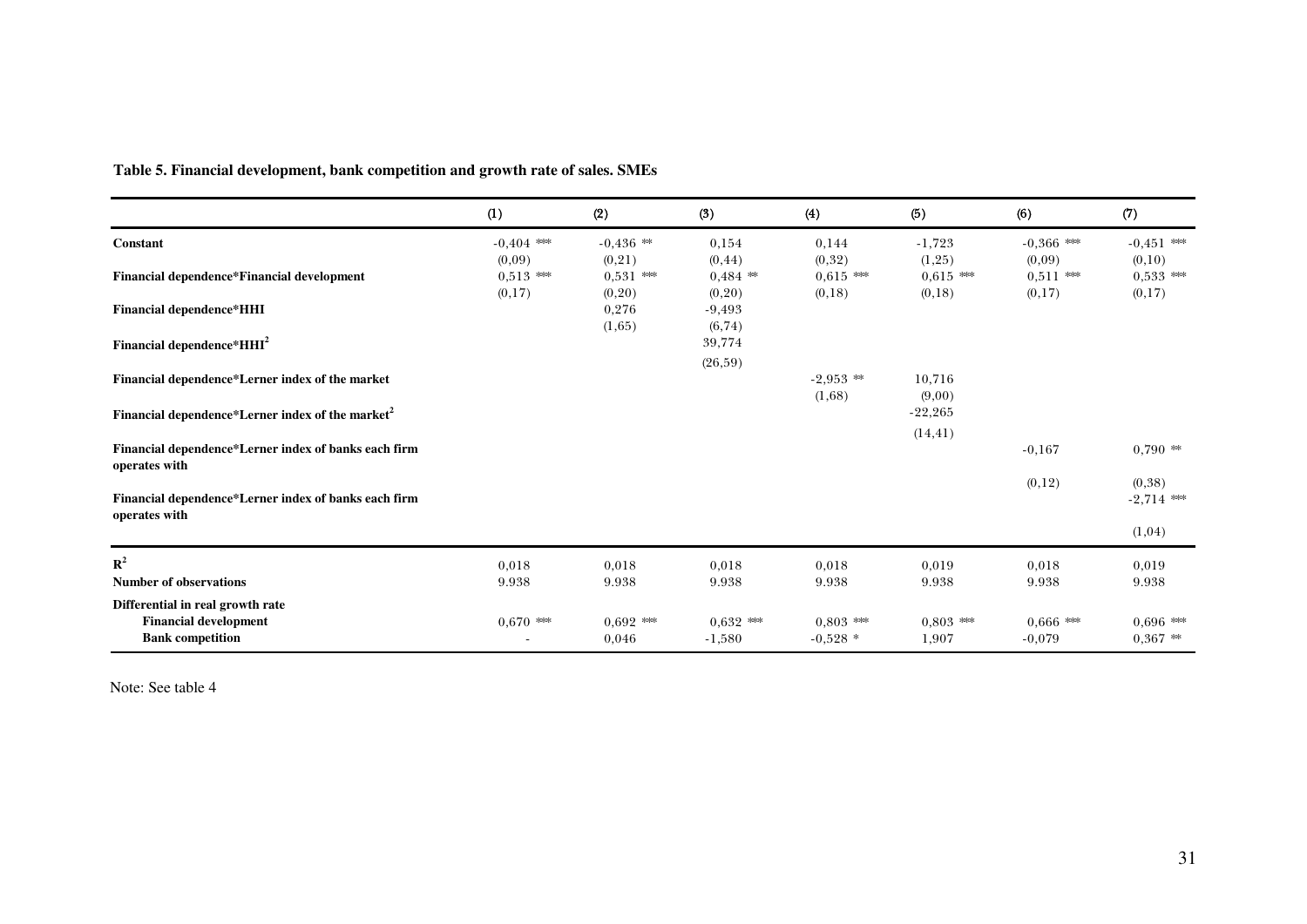**Table 5. Financial development, bank competition and growth rate of sales. SMEs**

| | (1) | (2) | (3) | (4) | (5) | (6) | (7) |
|---|---|---|---|---|---|---|---|
| **Constant** | -0,404 *** | -0,436 ** | 0,154 | 0,144 | -1,723 | -0,366 *** | -0,451 *** |
| | (0,09) | (0,21) | (0,44) | (0,32) | (1,25) | (0,09) | (0,10) |
| **Financial dependence*Financial development** | 0,513 *** | 0,531 *** | 0,484 ** | 0,615 *** | 0,615 *** | 0,511 *** | 0,533 *** |
| | (0,17) | (0,20) | (0,20) | (0,18) | (0,18) | (0,17) | (0,17) |
| **Financial dependence*HHI** | | 0,276 | -9,493 | | | | |
| | | (1,65) | (6,74) | | | | |
| **Financial dependence*HHI$^2$** | | | 39,774 | | | | |
| | | | (26,59) | | | | |
| **Financial dependence*Lerner index of the market** | | | | -2,953 ** | 10,716 | | |
| | | | | (1,68) | (9,00) | | |
| **Financial dependence*Lerner index of the market$^2$** | | | | | -22,265 | | |
| | | | | | (14,41) | | |
| **Financial dependence*Lerner index of banks each firm operates with** | | | | | | -0,167 | 0,790 ** |
| | | | | | | (0,12) | (0,38) |
| **Financial dependence*Lerner index of banks each firm operates with** | | | | | | | -2,714 *** |
| | | | | | | | (1,04) |
| **$R^2$** | 0,018 | 0,018 | 0,018 | 0,018 | 0,019 | 0,018 | 0,019 |
| **Number of observations** | 9.938 | 9.938 | 9.938 | 9.938 | 9.938 | 9.938 | 9.938 |
| **Differential in real growth rate** | | | | | | | |
| **Financial development** | 0,670 *** | 0,692 *** | 0,632 *** | 0,803 *** | 0,803 *** | 0,666 *** | 0,696 *** |
| **Bank competition** | - | 0,046 | -1,580 | -0,528 * | 1,907 | -0,079 | 0,367 ** |

Note: See table 4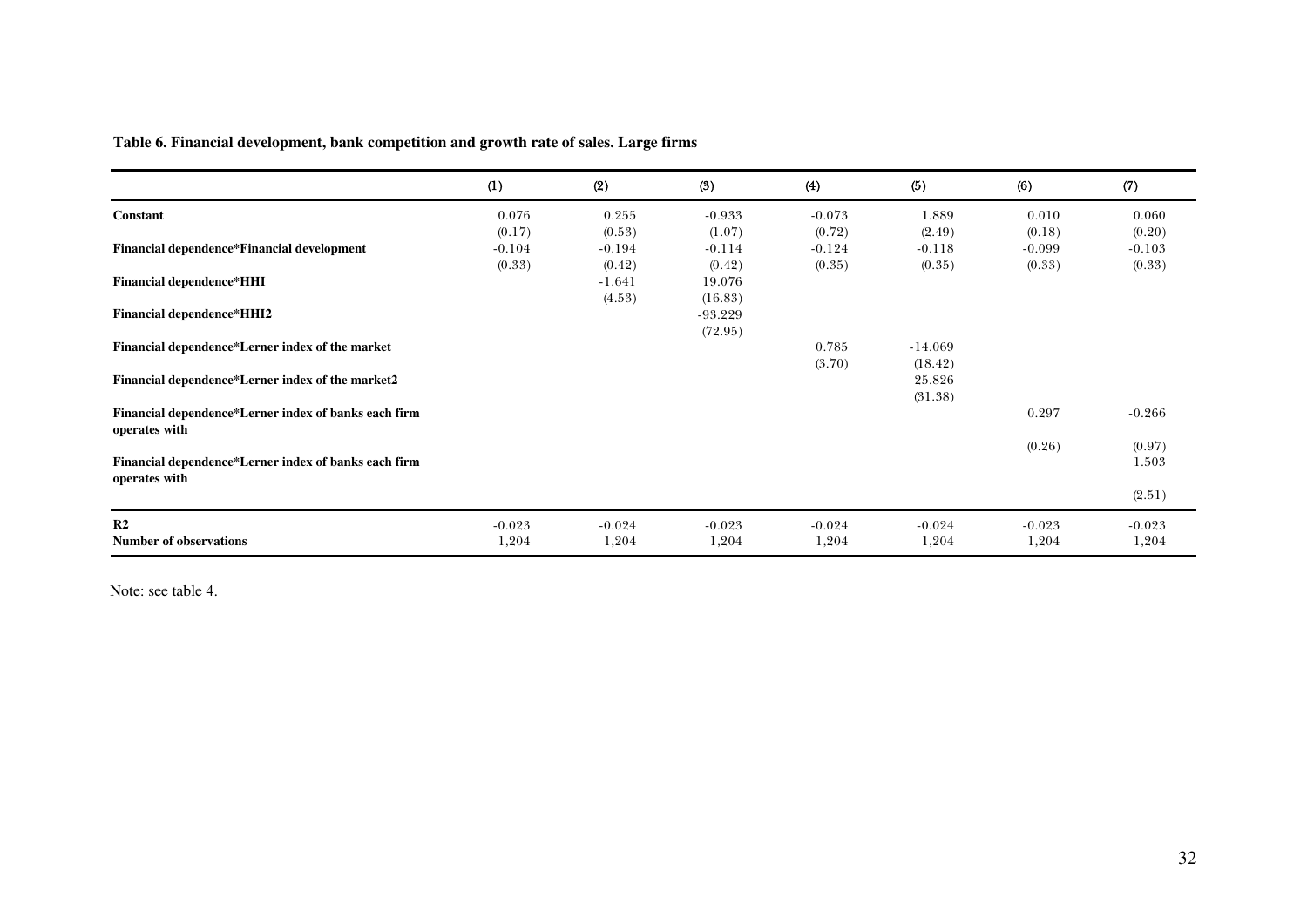**Table 6. Financial development, bank competition and growth rate of sales. Large firms**

| | (1) | (2) | (3) | (4) | (5) | (6) | (7) |
|---|---|---|---|---|---|---|---|
| **Constant** | 0.076 | 0.255 | -0.933 | -0.073 | 1.889 | 0.010 | 0.060 |
| | (0.17) | (0.53) | (1.07) | (0.72) | (2.49) | (0.18) | (0.20) |
| **Financial dependence*Financial development** | -0.104 | -0.194 | -0.114 | -0.124 | -0.118 | -0.099 | -0.103 |
| | (0.33) | (0.42) | (0.42) | (0.35) | (0.35) | (0.33) | (0.33) |
| **Financial dependence*HHI** | | -1.641 | 19.076 | | | | |
| | | (4.53) | (16.83) | | | | |
| **Financial dependence*HHI2** | | | -93.229 | | | | |
| | | | (72.95) | | | | |
| **Financial dependence*Lerner index of the market** | | | | 0.785 | -14.069 | | |
| | | | | (3.70) | (18.42) | | |
| **Financial dependence*Lerner index of the market2** | | | | | 25.826 | | |
| | | | | | (31.38) | | |
| **Financial dependence*Lerner index of banks each firm operates with** | | | | | | 0.297 | -0.266 |
| | | | | | | (0.26) | (0.97) |
| **Financial dependence*Lerner index of banks each firm operates with** | | | | | | | 1.503 |
| | | | | | | | (2.51) |
| **R2** | -0.023 | -0.024 | -0.023 | -0.024 | -0.024 | -0.023 | -0.023 |
| **Number of observations** | 1,204 | 1,204 | 1,204 | 1,204 | 1,204 | 1,204 | 1,204 |

Note: see table 4.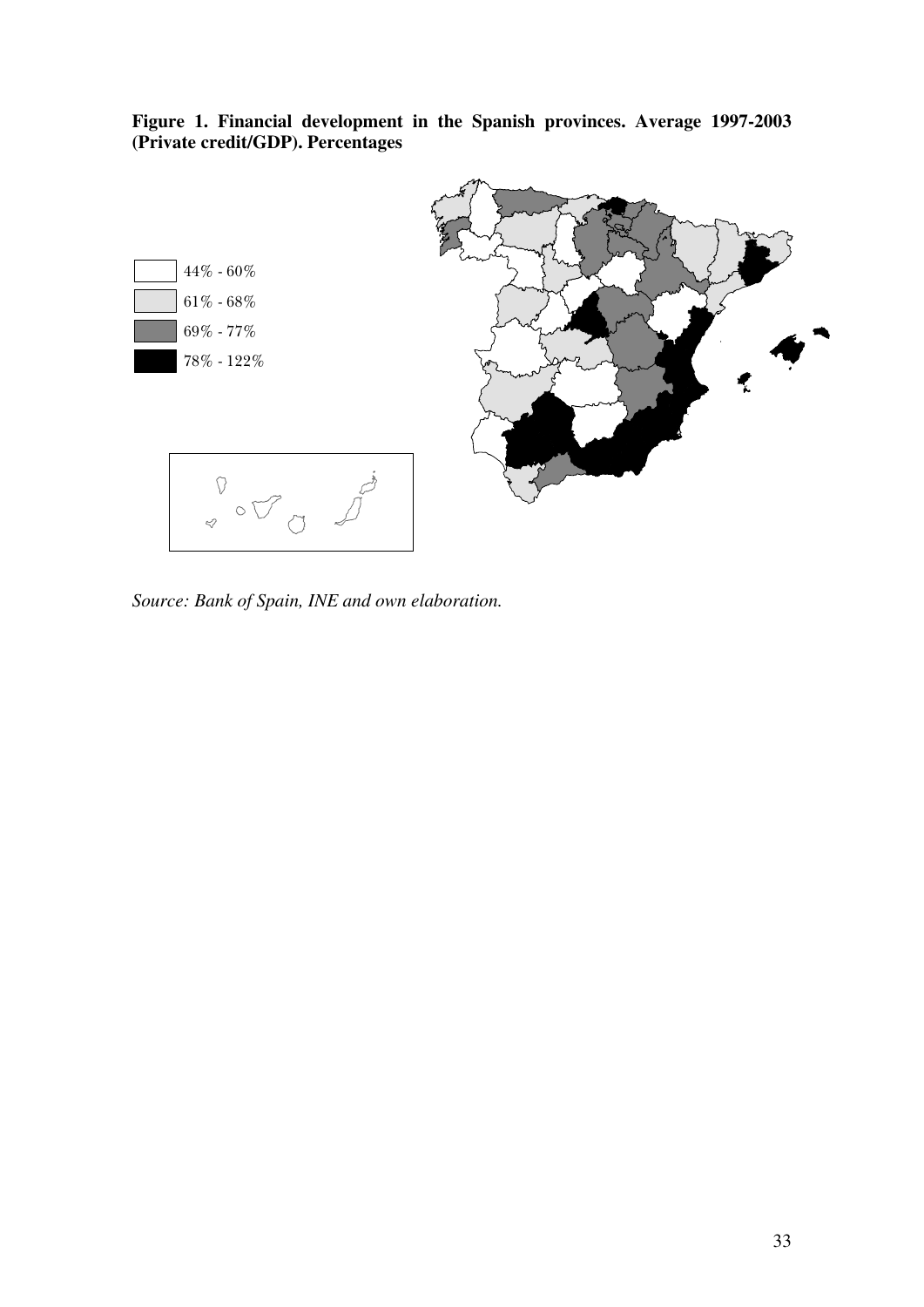**Figure 1. Financial development in the Spanish provinces. Average 1997-2003 (Private credit/GDP). Percentages**

*Source: Bank of Spain, INE and own elaboration.*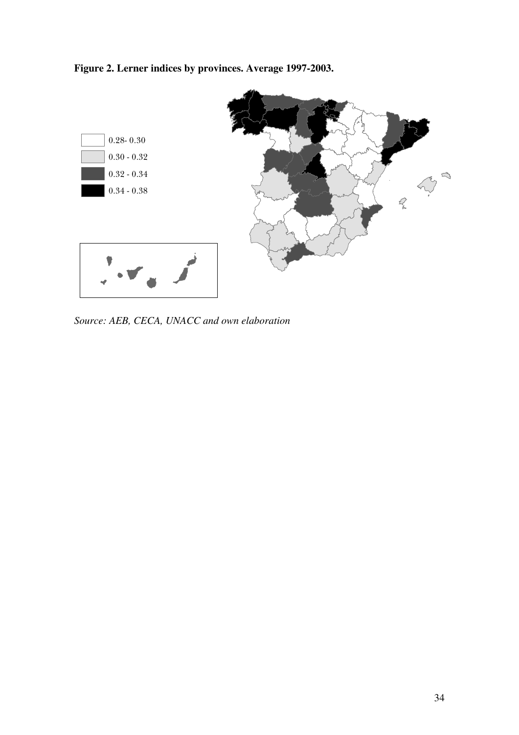**Figure 2. Lerner indices by provinces. Average 1997-2003.**

*Source: AEB, CECA, UNACC and own elaboration*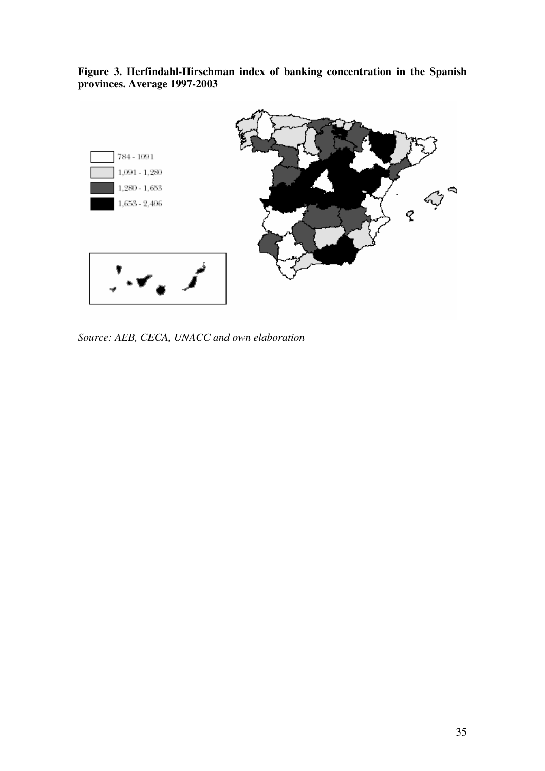**Figure 3. Herfindahl-Hirschman index of banking concentration in the Spanish provinces. Average 1997-2003**

*Source: AEB, CECA, UNACC and own elaboration*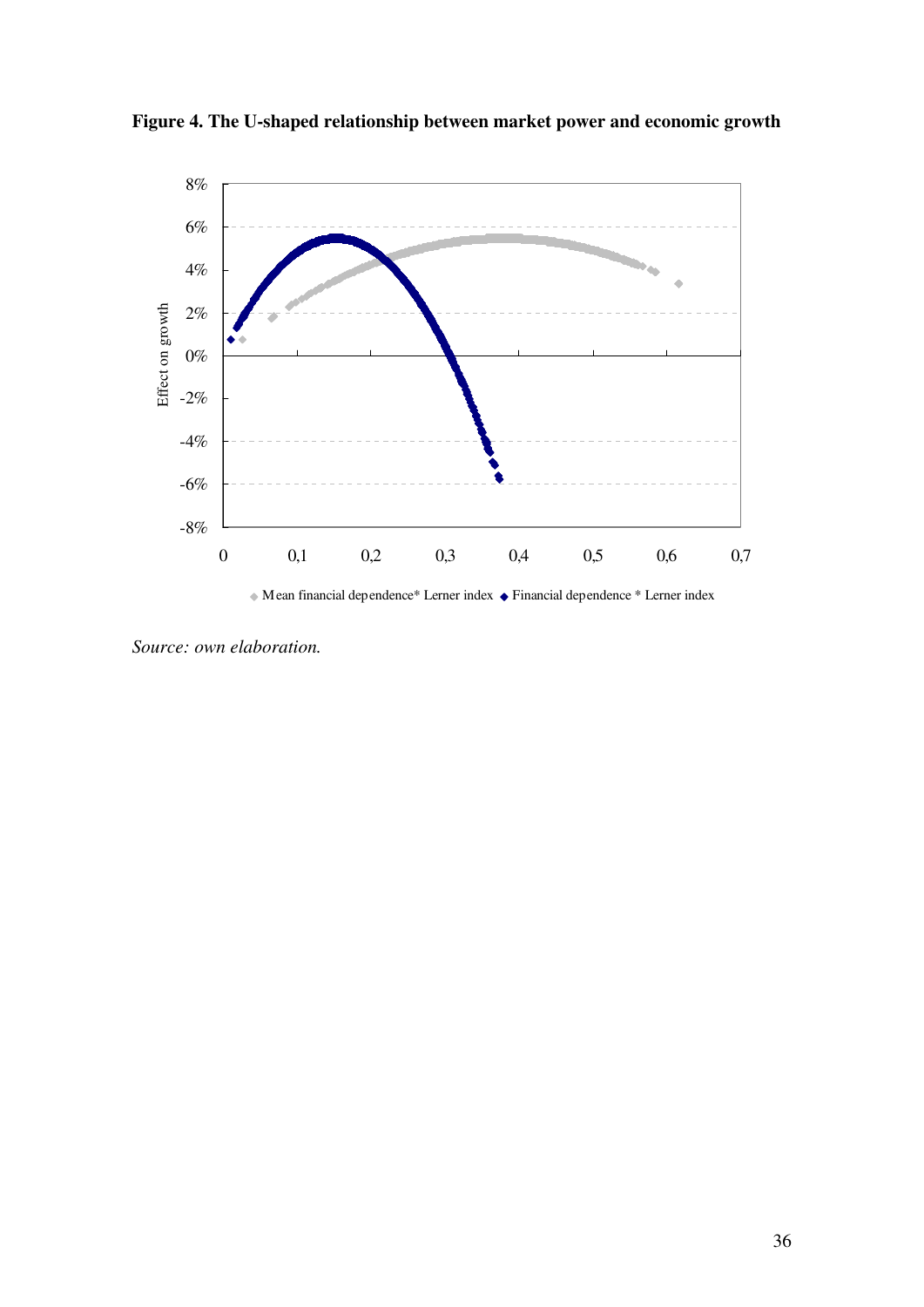**Figure 4. The U-shaped relationship between market power and economic growth**

8%
6%
4%
2%
0%
-2%
-4%
-6%
-8%

Effect on growth

0
0,1
0,2
0,3
0,4
0,5
0,6
0,7

Mean financial dependence* Lerner index
Financial dependence * Lerner index

*Source: own elaboration.*